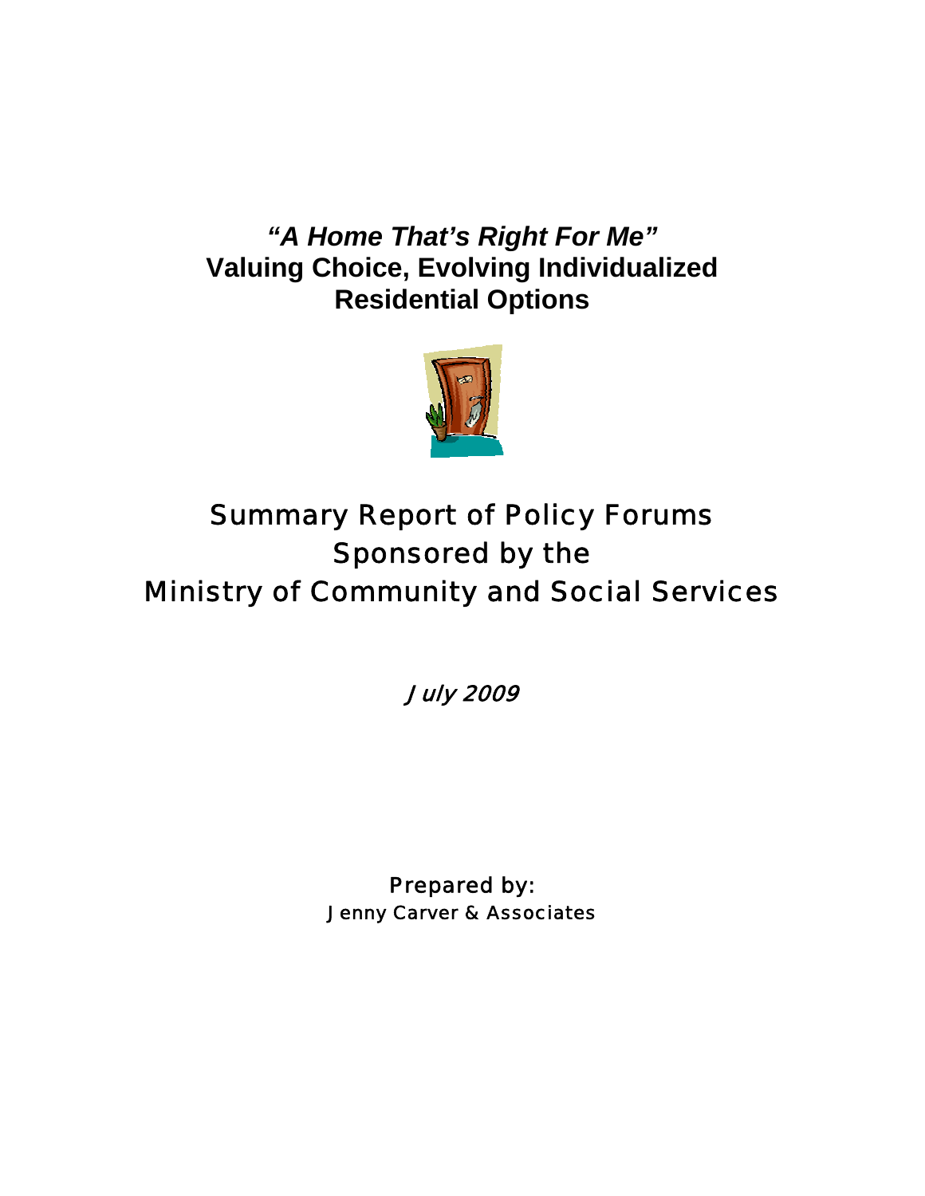# *"A Home That's Right For Me"*
# Valuing Choice, Evolving Individualized Residential Options

## Summary Report of Policy Forums Sponsored by the Ministry of Community and Social Services

*July 2009*

Prepared by:
Jenny Carver & Associates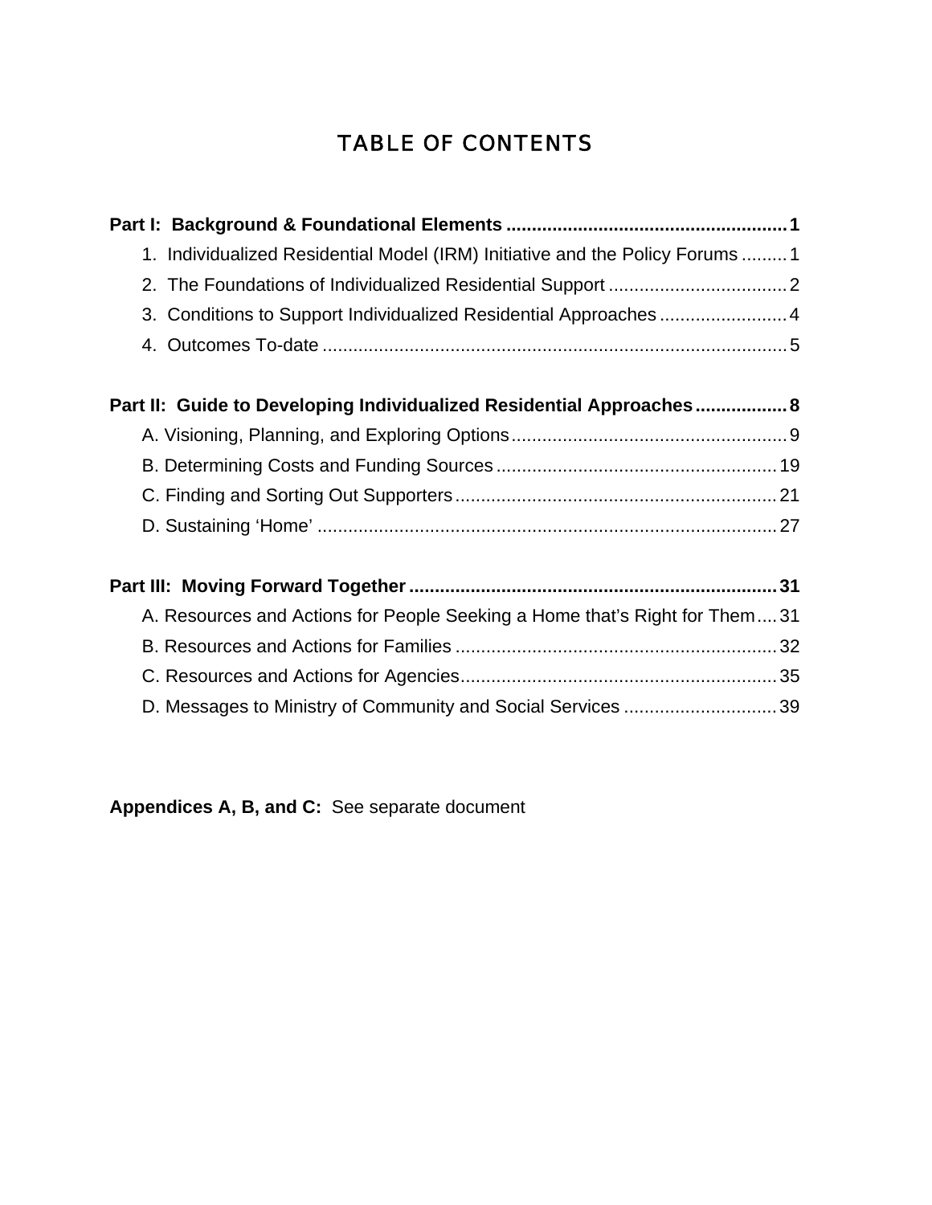# TABLE OF CONTENTS

**Part I: Background & Foundational Elements** ...................................................... **1**

1. Individualized Residential Model (IRM) Initiative and the Policy Forums ......... 1
2. The Foundations of Individualized Residential Support .................................. 2
3. Conditions to Support Individualized Residential Approaches ......................... 4
4. Outcomes To-date .......................................................................................... 5

**Part II: Guide to Developing Individualized Residential Approaches** .................. **8**

A. Visioning, Planning, and Exploring Options ..................................................... 9
B. Determining Costs and Funding Sources ...................................................... 19
C. Finding and Sorting Out Supporters .............................................................. 21
D. Sustaining 'Home' ......................................................................................... 27

**Part III: Moving Forward Together** ....................................................................... **31**

A. Resources and Actions for People Seeking a Home that's Right for Them .... 31
B. Resources and Actions for Families .............................................................. 32
C. Resources and Actions for Agencies ............................................................. 35
D. Messages to Ministry of Community and Social Services ............................. 39

**Appendices A, B, and C:** See separate document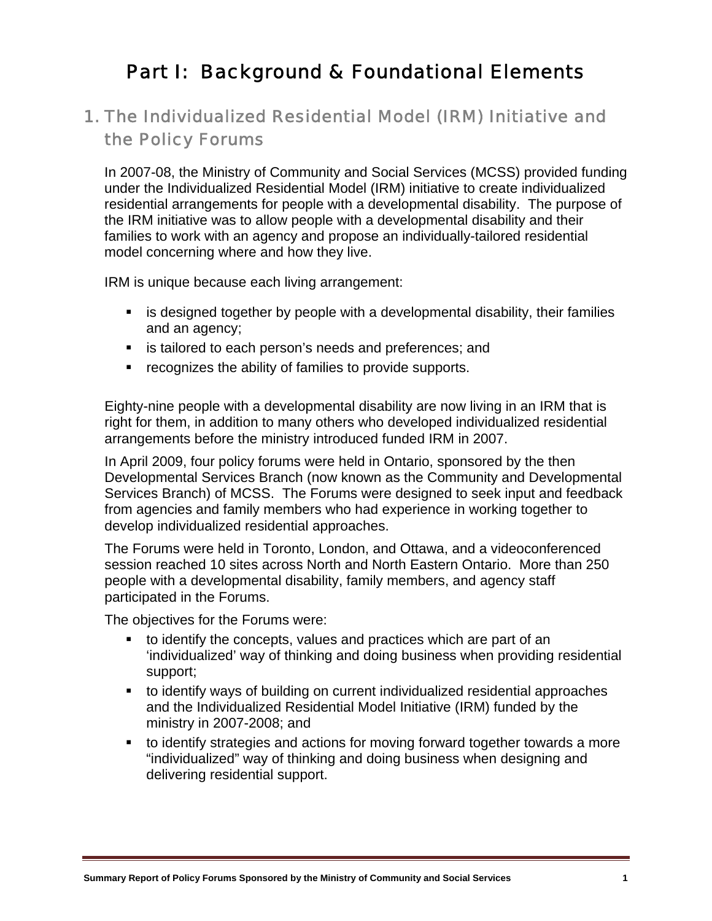# Part I: Background & Foundational Elements

## 1. The Individualized Residential Model (IRM) Initiative and the Policy Forums

In 2007-08, the Ministry of Community and Social Services (MCSS) provided funding under the Individualized Residential Model (IRM) initiative to create individualized residential arrangements for people with a developmental disability. The purpose of the IRM initiative was to allow people with a developmental disability and their families to work with an agency and propose an individually-tailored residential model concerning where and how they live.

IRM is unique because each living arrangement:

- is designed together by people with a developmental disability, their families and an agency;
- is tailored to each person's needs and preferences; and
- recognizes the ability of families to provide supports.

Eighty-nine people with a developmental disability are now living in an IRM that is right for them, in addition to many others who developed individualized residential arrangements before the ministry introduced funded IRM in 2007.

In April 2009, four policy forums were held in Ontario, sponsored by the then Developmental Services Branch (now known as the Community and Developmental Services Branch) of MCSS. The Forums were designed to seek input and feedback from agencies and family members who had experience in working together to develop individualized residential approaches.

The Forums were held in Toronto, London, and Ottawa, and a videoconferenced session reached 10 sites across North and North Eastern Ontario. More than 250 people with a developmental disability, family members, and agency staff participated in the Forums.

The objectives for the Forums were:

- to identify the concepts, values and practices which are part of an 'individualized' way of thinking and doing business when providing residential support;
- to identify ways of building on current individualized residential approaches and the Individualized Residential Model Initiative (IRM) funded by the ministry in 2007-2008; and
- to identify strategies and actions for moving forward together towards a more "individualized" way of thinking and doing business when designing and delivering residential support.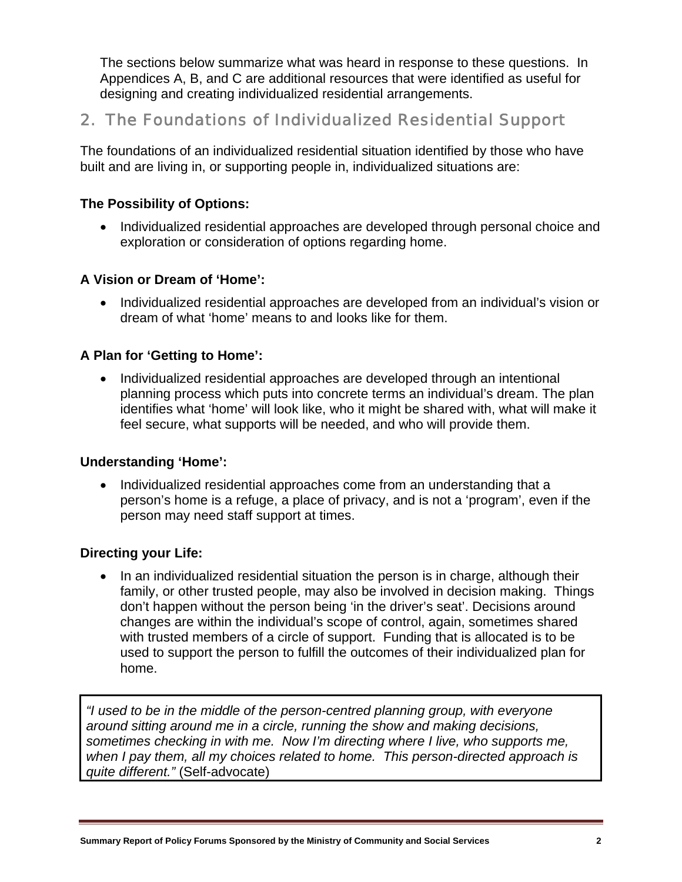The sections below summarize what was heard in response to these questions. In Appendices A, B, and C are additional resources that were identified as useful for designing and creating individualized residential arrangements.

## 2. The Foundations of Individualized Residential Support

The foundations of an individualized residential situation identified by those who have built and are living in, or supporting people in, individualized situations are:

**The Possibility of Options:**

- Individualized residential approaches are developed through personal choice and exploration or consideration of options regarding home.

**A Vision or Dream of 'Home':**

- Individualized residential approaches are developed from an individual's vision or dream of what 'home' means to and looks like for them.

**A Plan for 'Getting to Home':**

- Individualized residential approaches are developed through an intentional planning process which puts into concrete terms an individual's dream. The plan identifies what 'home' will look like, who it might be shared with, what will make it feel secure, what supports will be needed, and who will provide them.

**Understanding 'Home':**

- Individualized residential approaches come from an understanding that a person's home is a refuge, a place of privacy, and is not a 'program', even if the person may need staff support at times.

**Directing your Life:**

- In an individualized residential situation the person is in charge, although their family, or other trusted people, may also be involved in decision making. Things don't happen without the person being 'in the driver's seat'. Decisions around changes are within the individual's scope of control, again, sometimes shared with trusted members of a circle of support. Funding that is allocated is to be used to support the person to fulfill the outcomes of their individualized plan for home.

> *"I used to be in the middle of the person-centred planning group, with everyone around sitting around me in a circle, running the show and making decisions, sometimes checking in with me. Now I'm directing where I live, who supports me, when I pay them, all my choices related to home. This person-directed approach is quite different."* (Self-advocate)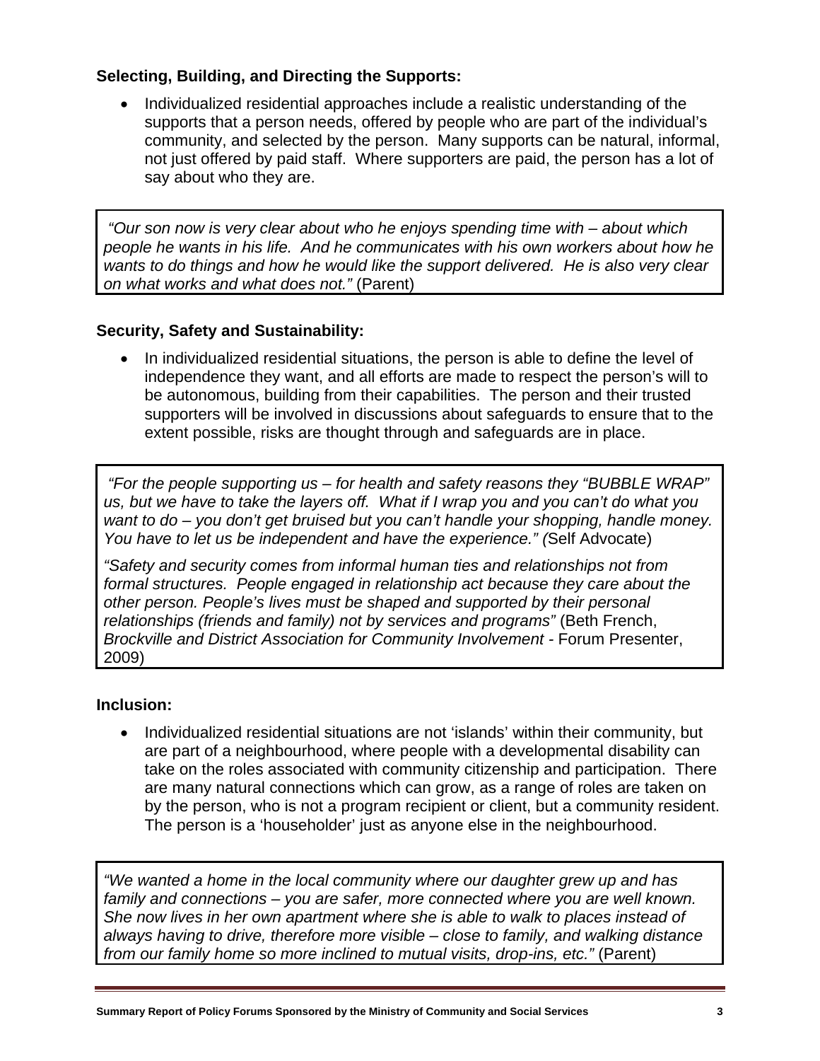**Selecting, Building, and Directing the Supports:**

- Individualized residential approaches include a realistic understanding of the supports that a person needs, offered by people who are part of the individual's community, and selected by the person. Many supports can be natural, informal, not just offered by paid staff. Where supporters are paid, the person has a lot of say about who they are.

> *"Our son now is very clear about who he enjoys spending time with – about which people he wants in his life. And he communicates with his own workers about how he wants to do things and how he would like the support delivered. He is also very clear on what works and what does not."* (Parent)

**Security, Safety and Sustainability:**

- In individualized residential situations, the person is able to define the level of independence they want, and all efforts are made to respect the person's will to be autonomous, building from their capabilities. The person and their trusted supporters will be involved in discussions about safeguards to ensure that to the extent possible, risks are thought through and safeguards are in place.

> *"For the people supporting us – for health and safety reasons they "BUBBLE WRAP" us, but we have to take the layers off. What if I wrap you and you can't do what you want to do – you don't get bruised but you can't handle your shopping, handle money. You have to let us be independent and have the experience." (*Self Advocate)
>
> *"Safety and security comes from informal human ties and relationships not from formal structures. People engaged in relationship act because they care about the other person. People's lives must be shaped and supported by their personal relationships (friends and family) not by services and programs"* (Beth French, *Brockville and District Association for Community Involvement* - Forum Presenter, 2009)

**Inclusion:**

- Individualized residential situations are not 'islands' within their community, but are part of a neighbourhood, where people with a developmental disability can take on the roles associated with community citizenship and participation. There are many natural connections which can grow, as a range of roles are taken on by the person, who is not a program recipient or client, but a community resident. The person is a 'householder' just as anyone else in the neighbourhood.

> *"We wanted a home in the local community where our daughter grew up and has family and connections – you are safer, more connected where you are well known. She now lives in her own apartment where she is able to walk to places instead of always having to drive, therefore more visible – close to family, and walking distance from our family home so more inclined to mutual visits, drop-ins, etc."* (Parent)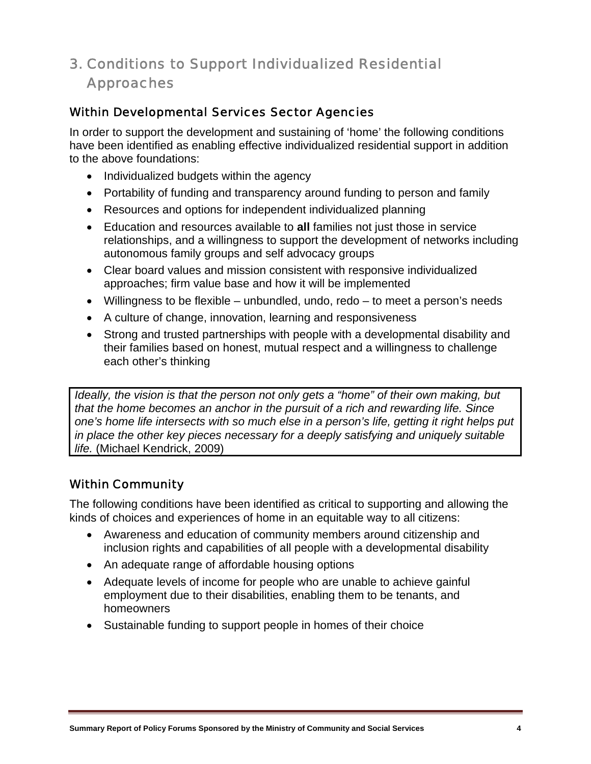# 3. Conditions to Support Individualized Residential Approaches

## Within Developmental Services Sector Agencies

In order to support the development and sustaining of 'home' the following conditions have been identified as enabling effective individualized residential support in addition to the above foundations:

- Individualized budgets within the agency
- Portability of funding and transparency around funding to person and family
- Resources and options for independent individualized planning
- Education and resources available to **all** families not just those in service relationships, and a willingness to support the development of networks including autonomous family groups and self advocacy groups
- Clear board values and mission consistent with responsive individualized approaches; firm value base and how it will be implemented
- Willingness to be flexible – unbundled, undo, redo – to meet a person's needs
- A culture of change, innovation, learning and responsiveness
- Strong and trusted partnerships with people with a developmental disability and their families based on honest, mutual respect and a willingness to challenge each other's thinking

> *Ideally, the vision is that the person not only gets a "home" of their own making, but that the home becomes an anchor in the pursuit of a rich and rewarding life. Since one's home life intersects with so much else in a person's life, getting it right helps put in place the other key pieces necessary for a deeply satisfying and uniquely suitable life.* (Michael Kendrick, 2009)

## Within Community

The following conditions have been identified as critical to supporting and allowing the kinds of choices and experiences of home in an equitable way to all citizens:

- Awareness and education of community members around citizenship and inclusion rights and capabilities of all people with a developmental disability
- An adequate range of affordable housing options
- Adequate levels of income for people who are unable to achieve gainful employment due to their disabilities, enabling them to be tenants, and homeowners
- Sustainable funding to support people in homes of their choice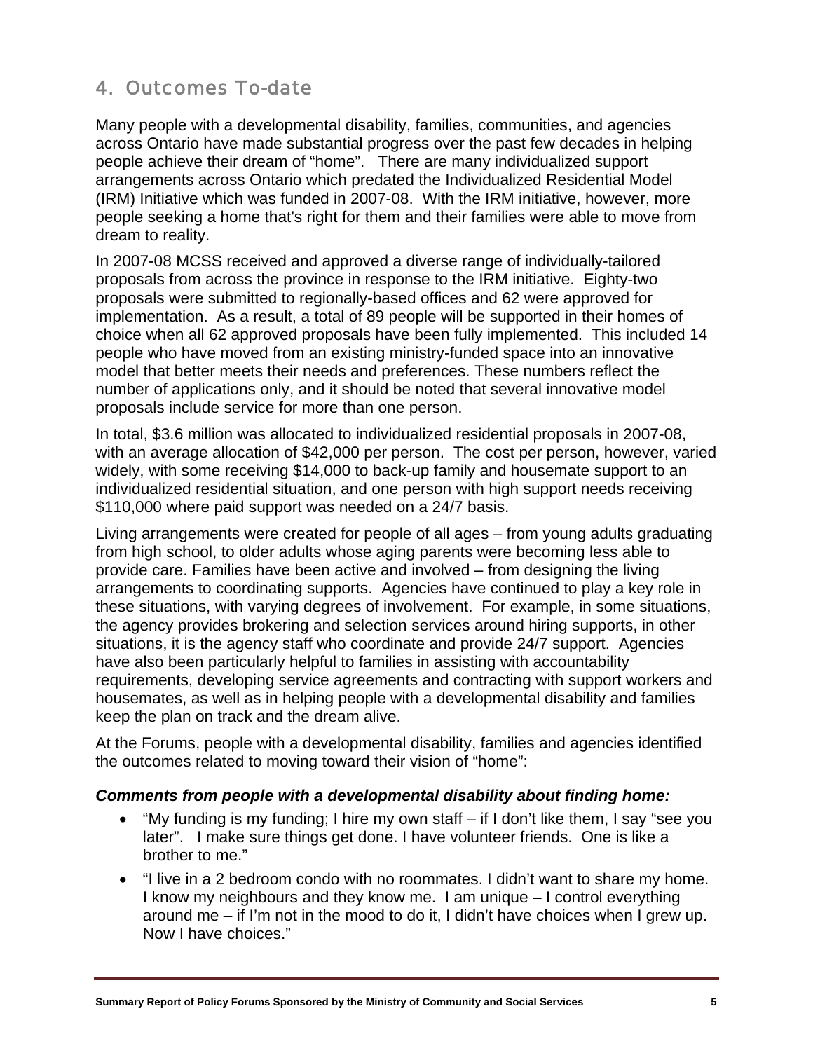## 4. Outcomes To-date

Many people with a developmental disability, families, communities, and agencies across Ontario have made substantial progress over the past few decades in helping people achieve their dream of "home". There are many individualized support arrangements across Ontario which predated the Individualized Residential Model (IRM) Initiative which was funded in 2007-08. With the IRM initiative, however, more people seeking a home that's right for them and their families were able to move from dream to reality.

In 2007-08 MCSS received and approved a diverse range of individually-tailored proposals from across the province in response to the IRM initiative. Eighty-two proposals were submitted to regionally-based offices and 62 were approved for implementation. As a result, a total of 89 people will be supported in their homes of choice when all 62 approved proposals have been fully implemented. This included 14 people who have moved from an existing ministry-funded space into an innovative model that better meets their needs and preferences. These numbers reflect the number of applications only, and it should be noted that several innovative model proposals include service for more than one person.

In total, $3.6 million was allocated to individualized residential proposals in 2007-08, with an average allocation of $42,000 per person. The cost per person, however, varied widely, with some receiving $14,000 to back-up family and housemate support to an individualized residential situation, and one person with high support needs receiving $110,000 where paid support was needed on a 24/7 basis.

Living arrangements were created for people of all ages – from young adults graduating from high school, to older adults whose aging parents were becoming less able to provide care. Families have been active and involved – from designing the living arrangements to coordinating supports. Agencies have continued to play a key role in these situations, with varying degrees of involvement. For example, in some situations, the agency provides brokering and selection services around hiring supports, in other situations, it is the agency staff who coordinate and provide 24/7 support. Agencies have also been particularly helpful to families in assisting with accountability requirements, developing service agreements and contracting with support workers and housemates, as well as in helping people with a developmental disability and families keep the plan on track and the dream alive.

At the Forums, people with a developmental disability, families and agencies identified the outcomes related to moving toward their vision of "home":

***Comments from people with a developmental disability about finding home:***

- "My funding is my funding; I hire my own staff – if I don't like them, I say "see you later". I make sure things get done. I have volunteer friends. One is like a brother to me."
- "I live in a 2 bedroom condo with no roommates. I didn't want to share my home. I know my neighbours and they know me. I am unique – I control everything around me – if I'm not in the mood to do it, I didn't have choices when I grew up. Now I have choices."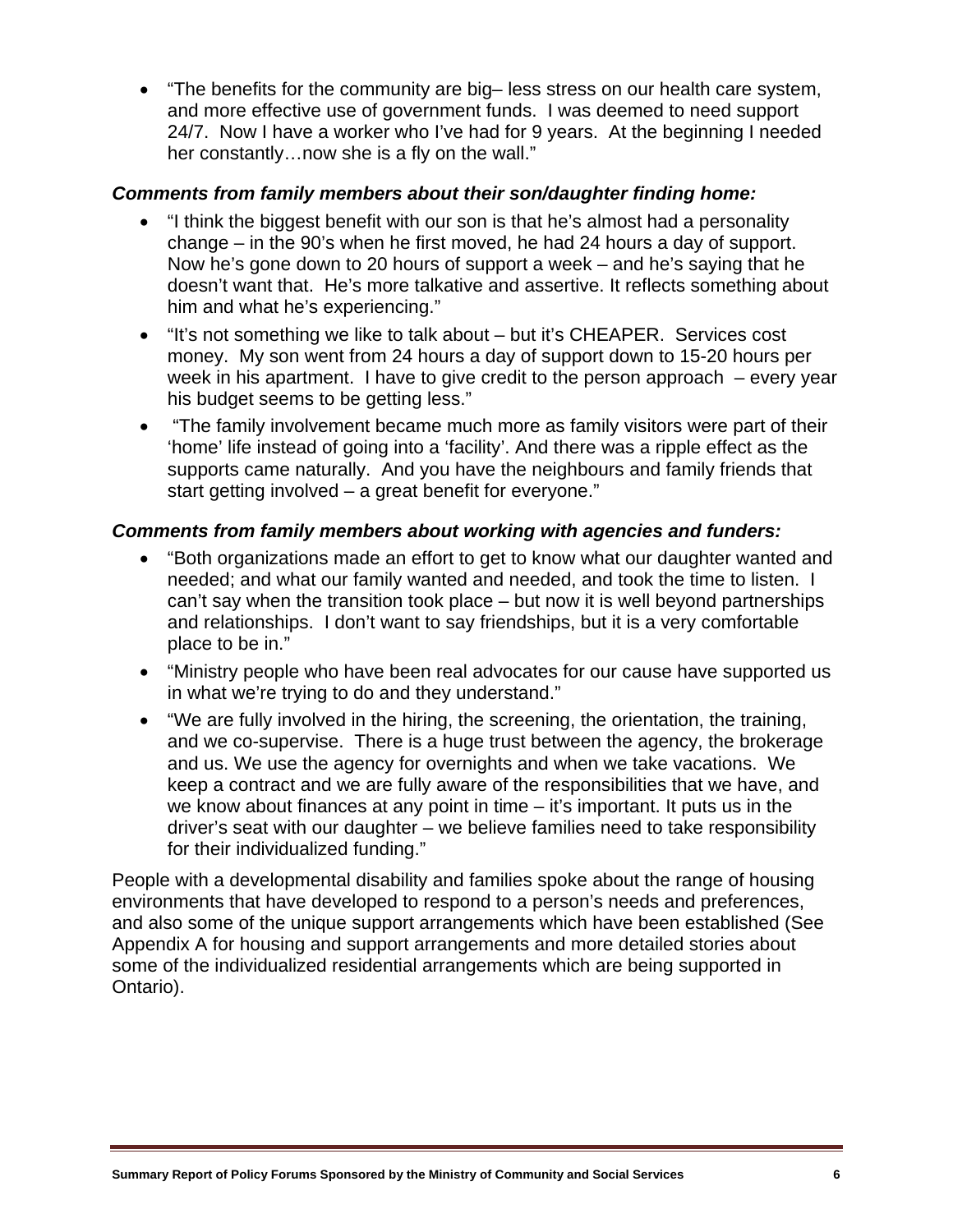- "The benefits for the community are big– less stress on our health care system, and more effective use of government funds. I was deemed to need support 24/7. Now I have a worker who I've had for 9 years. At the beginning I needed her constantly…now she is a fly on the wall."

***Comments from family members about their son/daughter finding home:***

- "I think the biggest benefit with our son is that he's almost had a personality change – in the 90's when he first moved, he had 24 hours a day of support. Now he's gone down to 20 hours of support a week – and he's saying that he doesn't want that. He's more talkative and assertive. It reflects something about him and what he's experiencing."
- "It's not something we like to talk about – but it's CHEAPER. Services cost money. My son went from 24 hours a day of support down to 15-20 hours per week in his apartment. I have to give credit to the person approach – every year his budget seems to be getting less."
- "The family involvement became much more as family visitors were part of their 'home' life instead of going into a 'facility'. And there was a ripple effect as the supports came naturally. And you have the neighbours and family friends that start getting involved – a great benefit for everyone."

***Comments from family members about working with agencies and funders:***

- "Both organizations made an effort to get to know what our daughter wanted and needed; and what our family wanted and needed, and took the time to listen. I can't say when the transition took place – but now it is well beyond partnerships and relationships. I don't want to say friendships, but it is a very comfortable place to be in."
- "Ministry people who have been real advocates for our cause have supported us in what we're trying to do and they understand."
- "We are fully involved in the hiring, the screening, the orientation, the training, and we co-supervise. There is a huge trust between the agency, the brokerage and us. We use the agency for overnights and when we take vacations. We keep a contract and we are fully aware of the responsibilities that we have, and we know about finances at any point in time – it's important. It puts us in the driver's seat with our daughter – we believe families need to take responsibility for their individualized funding."

People with a developmental disability and families spoke about the range of housing environments that have developed to respond to a person's needs and preferences, and also some of the unique support arrangements which have been established (See Appendix A for housing and support arrangements and more detailed stories about some of the individualized residential arrangements which are being supported in Ontario).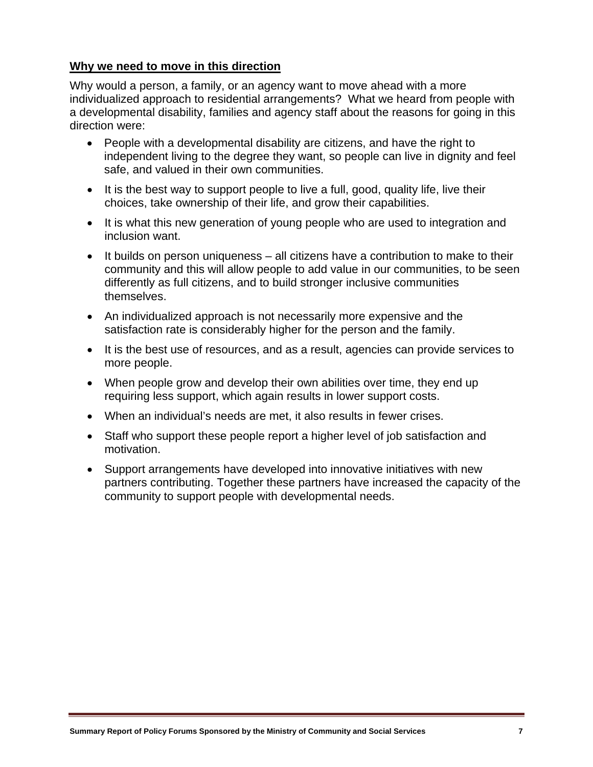**Why we need to move in this direction**

Why would a person, a family, or an agency want to move ahead with a more individualized approach to residential arrangements? What we heard from people with a developmental disability, families and agency staff about the reasons for going in this direction were:

- People with a developmental disability are citizens, and have the right to independent living to the degree they want, so people can live in dignity and feel safe, and valued in their own communities.
- It is the best way to support people to live a full, good, quality life, live their choices, take ownership of their life, and grow their capabilities.
- It is what this new generation of young people who are used to integration and inclusion want.
- It builds on person uniqueness – all citizens have a contribution to make to their community and this will allow people to add value in our communities, to be seen differently as full citizens, and to build stronger inclusive communities themselves.
- An individualized approach is not necessarily more expensive and the satisfaction rate is considerably higher for the person and the family.
- It is the best use of resources, and as a result, agencies can provide services to more people.
- When people grow and develop their own abilities over time, they end up requiring less support, which again results in lower support costs.
- When an individual's needs are met, it also results in fewer crises.
- Staff who support these people report a higher level of job satisfaction and motivation.
- Support arrangements have developed into innovative initiatives with new partners contributing. Together these partners have increased the capacity of the community to support people with developmental needs.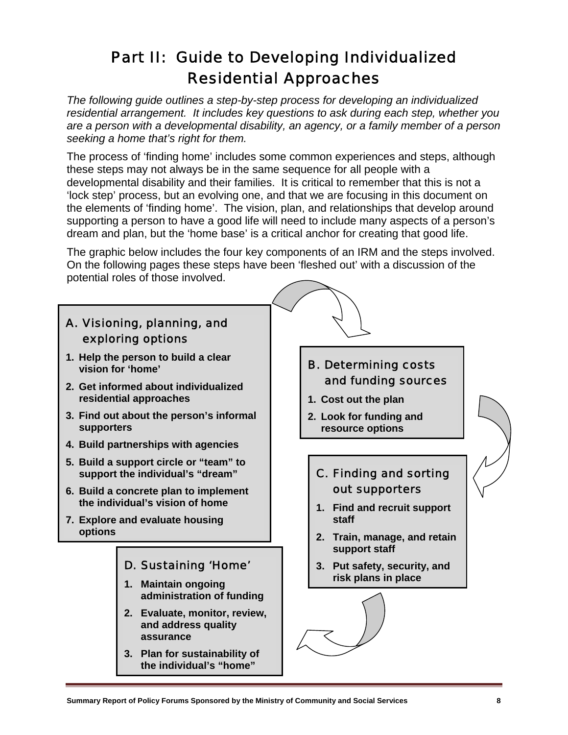# Part II: Guide to Developing Individualized Residential Approaches

*The following guide outlines a step-by-step process for developing an individualized residential arrangement. It includes key questions to ask during each step, whether you are a person with a developmental disability, an agency, or a family member of a person seeking a home that's right for them.*

The process of 'finding home' includes some common experiences and steps, although these steps may not always be in the same sequence for all people with a developmental disability and their families. It is critical to remember that this is not a 'lock step' process, but an evolving one, and that we are focusing in this document on the elements of 'finding home'. The vision, plan, and relationships that develop around supporting a person to have a good life will need to include many aspects of a person's dream and plan, but the 'home base' is a critical anchor for creating that good life.

The graphic below includes the four key components of an IRM and the steps involved. On the following pages these steps have been 'fleshed out' with a discussion of the potential roles of those involved.

### A. Visioning, planning, and exploring options

1. **Help the person to build a clear vision for 'home'**
2. **Get informed about individualized residential approaches**
3. **Find out about the person's informal supporters**
4. **Build partnerships with agencies**
5. **Build a support circle or "team" to support the individual's "dream"**
6. **Build a concrete plan to implement the individual's vision of home**
7. **Explore and evaluate housing options**

### B. Determining costs and funding sources

1. **Cost out the plan**
2. **Look for funding and resource options**

### C. Finding and sorting out supporters

1. **Find and recruit support staff**
2. **Train, manage, and retain support staff**
3. **Put safety, security, and risk plans in place**

### D. Sustaining 'Home'

1. **Maintain ongoing administration of funding**
2. **Evaluate, monitor, review, and address quality assurance**
3. **Plan for sustainability of the individual's "home"**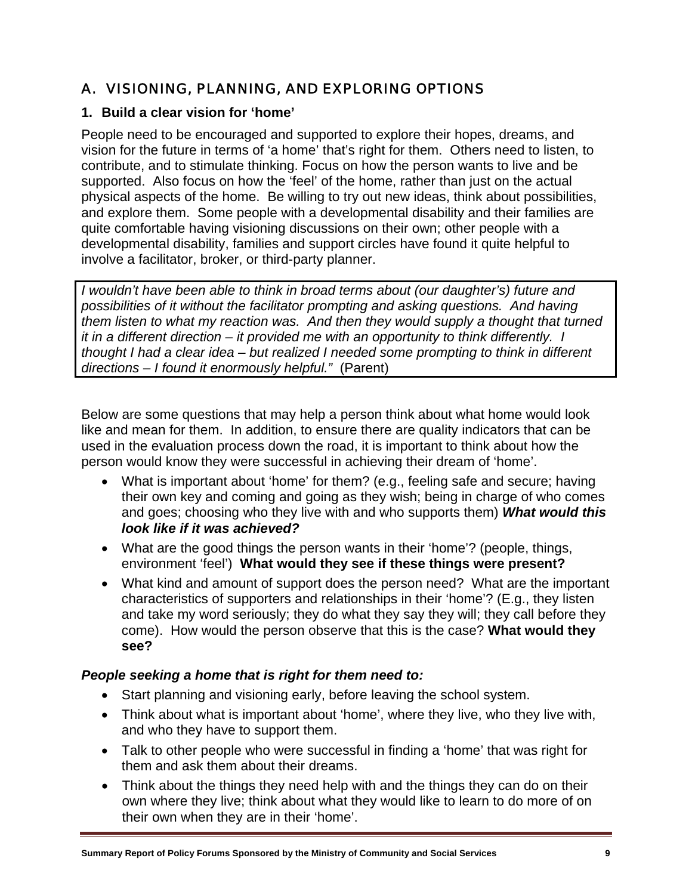## A. VISIONING, PLANNING, AND EXPLORING OPTIONS

### 1. Build a clear vision for 'home'

People need to be encouraged and supported to explore their hopes, dreams, and vision for the future in terms of 'a home' that's right for them. Others need to listen, to contribute, and to stimulate thinking. Focus on how the person wants to live and be supported. Also focus on how the 'feel' of the home, rather than just on the actual physical aspects of the home. Be willing to try out new ideas, think about possibilities, and explore them. Some people with a developmental disability and their families are quite comfortable having visioning discussions on their own; other people with a developmental disability, families and support circles have found it quite helpful to involve a facilitator, broker, or third-party planner.

> *I wouldn't have been able to think in broad terms about (our daughter's) future and possibilities of it without the facilitator prompting and asking questions. And having them listen to what my reaction was. And then they would supply a thought that turned it in a different direction – it provided me with an opportunity to think differently. I thought I had a clear idea – but realized I needed some prompting to think in different directions – I found it enormously helpful."* (Parent)

Below are some questions that may help a person think about what home would look like and mean for them. In addition, to ensure there are quality indicators that can be used in the evaluation process down the road, it is important to think about how the person would know they were successful in achieving their dream of 'home'.

- What is important about 'home' for them? (e.g., feeling safe and secure; having their own key and coming and going as they wish; being in charge of who comes and goes; choosing who they live with and who supports them) ***What would this look like if it was achieved?***
- What are the good things the person wants in their 'home'? (people, things, environment 'feel') **What would they see if these things were present?**
- What kind and amount of support does the person need? What are the important characteristics of supporters and relationships in their 'home'? (E.g., they listen and take my word seriously; they do what they say they will; they call before they come). How would the person observe that this is the case? **What would they see?**

***People seeking a home that is right for them need to:***

- Start planning and visioning early, before leaving the school system.
- Think about what is important about 'home', where they live, who they live with, and who they have to support them.
- Talk to other people who were successful in finding a 'home' that was right for them and ask them about their dreams.
- Think about the things they need help with and the things they can do on their own where they live; think about what they would like to learn to do more of on their own when they are in their 'home'.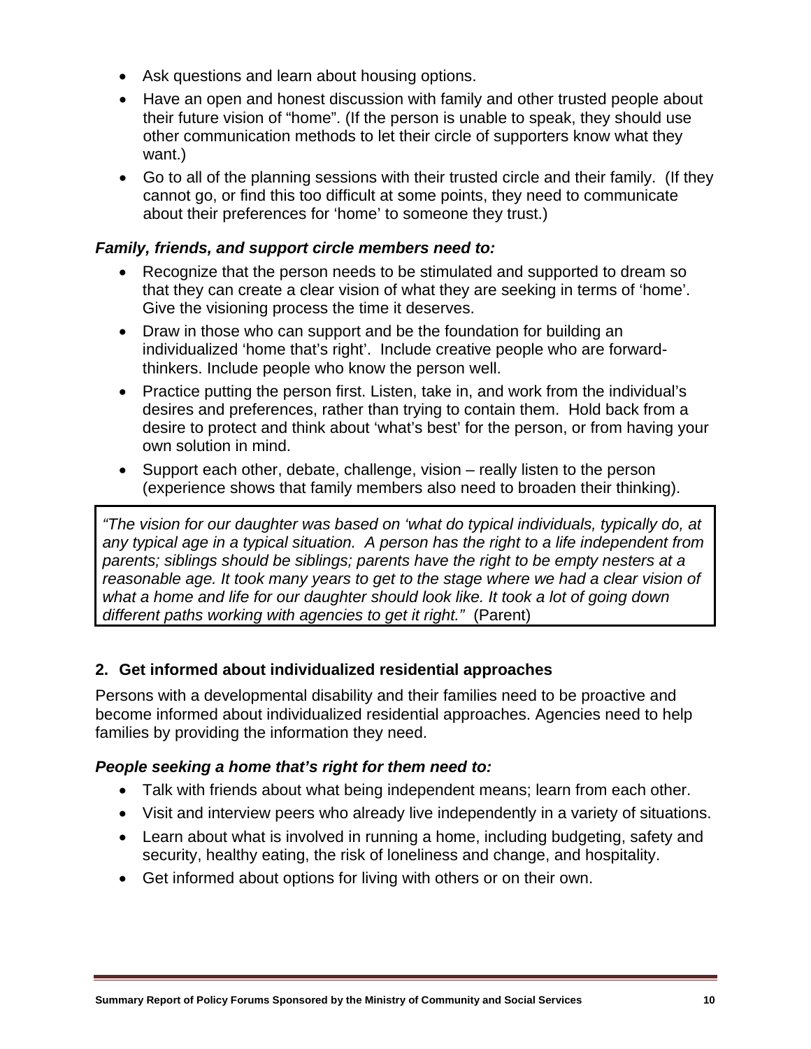- Ask questions and learn about housing options.
- Have an open and honest discussion with family and other trusted people about their future vision of "home". (If the person is unable to speak, they should use other communication methods to let their circle of supporters know what they want.)
- Go to all of the planning sessions with their trusted circle and their family. (If they cannot go, or find this too difficult at some points, they need to communicate about their preferences for 'home' to someone they trust.)

***Family, friends, and support circle members need to:***

- Recognize that the person needs to be stimulated and supported to dream so that they can create a clear vision of what they are seeking in terms of 'home'. Give the visioning process the time it deserves.
- Draw in those who can support and be the foundation for building an individualized 'home that's right'. Include creative people who are forward-thinkers. Include people who know the person well.
- Practice putting the person first. Listen, take in, and work from the individual's desires and preferences, rather than trying to contain them. Hold back from a desire to protect and think about 'what's best' for the person, or from having your own solution in mind.
- Support each other, debate, challenge, vision – really listen to the person (experience shows that family members also need to broaden their thinking).

> *"The vision for our daughter was based on 'what do typical individuals, typically do, at any typical age in a typical situation. A person has the right to a life independent from parents; siblings should be siblings; parents have the right to be empty nesters at a reasonable age. It took many years to get to the stage where we had a clear vision of what a home and life for our daughter should look like. It took a lot of going down different paths working with agencies to get it right."* (Parent)

**2. Get informed about individualized residential approaches**

Persons with a developmental disability and their families need to be proactive and become informed about individualized residential approaches. Agencies need to help families by providing the information they need.

***People seeking a home that's right for them need to:***

- Talk with friends about what being independent means; learn from each other.
- Visit and interview peers who already live independently in a variety of situations.
- Learn about what is involved in running a home, including budgeting, safety and security, healthy eating, the risk of loneliness and change, and hospitality.
- Get informed about options for living with others or on their own.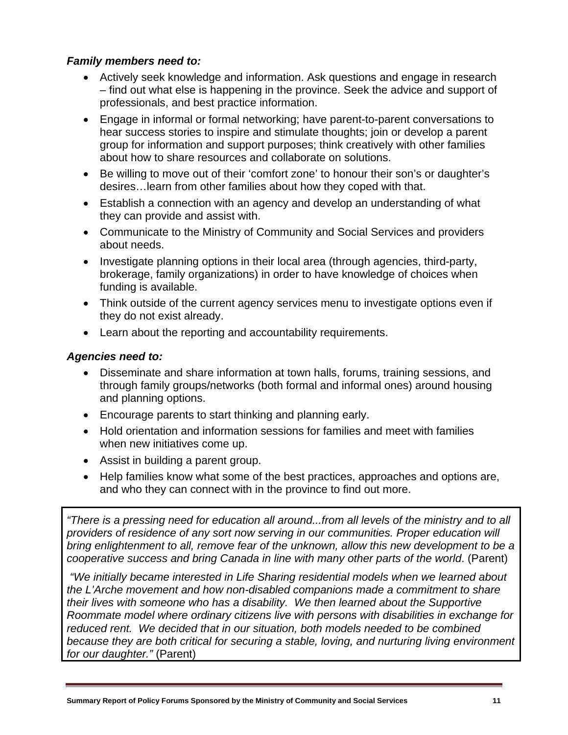***Family members need to:***

- Actively seek knowledge and information. Ask questions and engage in research – find out what else is happening in the province. Seek the advice and support of professionals, and best practice information.
- Engage in informal or formal networking; have parent-to-parent conversations to hear success stories to inspire and stimulate thoughts; join or develop a parent group for information and support purposes; think creatively with other families about how to share resources and collaborate on solutions.
- Be willing to move out of their 'comfort zone' to honour their son's or daughter's desires…learn from other families about how they coped with that.
- Establish a connection with an agency and develop an understanding of what they can provide and assist with.
- Communicate to the Ministry of Community and Social Services and providers about needs.
- Investigate planning options in their local area (through agencies, third-party, brokerage, family organizations) in order to have knowledge of choices when funding is available.
- Think outside of the current agency services menu to investigate options even if they do not exist already.
- Learn about the reporting and accountability requirements.

***Agencies need to:***

- Disseminate and share information at town halls, forums, training sessions, and through family groups/networks (both formal and informal ones) around housing and planning options.
- Encourage parents to start thinking and planning early.
- Hold orientation and information sessions for families and meet with families when new initiatives come up.
- Assist in building a parent group.
- Help families know what some of the best practices, approaches and options are, and who they can connect with in the province to find out more.

*"There is a pressing need for education all around...from all levels of the ministry and to all providers of residence of any sort now serving in our communities. Proper education will bring enlightenment to all, remove fear of the unknown, allow this new development to be a cooperative success and bring Canada in line with many other parts of the world*. (Parent)

*"We initially became interested in Life Sharing residential models when we learned about the L'Arche movement and how non-disabled companions made a commitment to share their lives with someone who has a disability. We then learned about the Supportive Roommate model where ordinary citizens live with persons with disabilities in exchange for reduced rent. We decided that in our situation, both models needed to be combined because they are both critical for securing a stable, loving, and nurturing living environment for our daughter."* (Parent)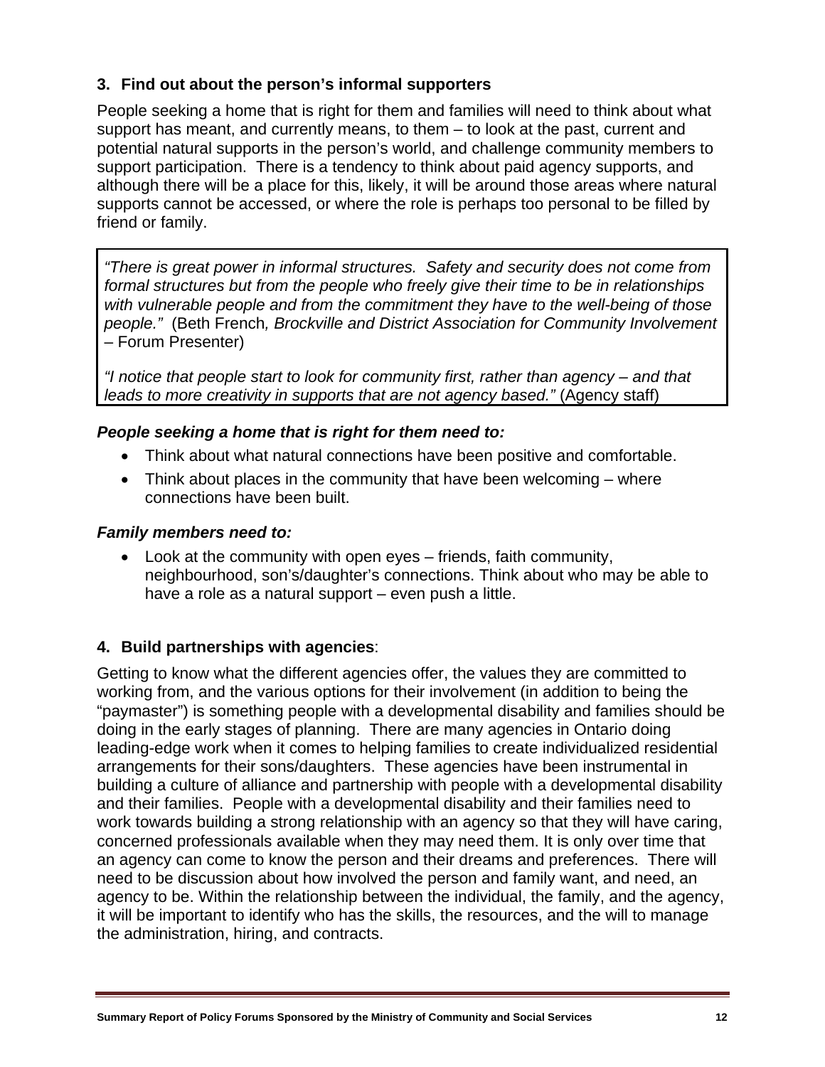### 3. Find out about the person's informal supporters

People seeking a home that is right for them and families will need to think about what support has meant, and currently means, to them – to look at the past, current and potential natural supports in the person's world, and challenge community members to support participation. There is a tendency to think about paid agency supports, and although there will be a place for this, likely, it will be around those areas where natural supports cannot be accessed, or where the role is perhaps too personal to be filled by friend or family.

> *"There is great power in informal structures. Safety and security does not come from formal structures but from the people who freely give their time to be in relationships with vulnerable people and from the commitment they have to the well-being of those people."* (Beth French*, Brockville and District Association for Community Involvement* – Forum Presenter)
>
> *"I notice that people start to look for community first, rather than agency – and that leads to more creativity in supports that are not agency based."* (Agency staff)

***People seeking a home that is right for them need to:***

- Think about what natural connections have been positive and comfortable.
- Think about places in the community that have been welcoming – where connections have been built.

***Family members need to:***

- Look at the community with open eyes – friends, faith community, neighbourhood, son's/daughter's connections. Think about who may be able to have a role as a natural support – even push a little.

### 4. Build partnerships with agencies:

Getting to know what the different agencies offer, the values they are committed to working from, and the various options for their involvement (in addition to being the "paymaster") is something people with a developmental disability and families should be doing in the early stages of planning. There are many agencies in Ontario doing leading-edge work when it comes to helping families to create individualized residential arrangements for their sons/daughters. These agencies have been instrumental in building a culture of alliance and partnership with people with a developmental disability and their families. People with a developmental disability and their families need to work towards building a strong relationship with an agency so that they will have caring, concerned professionals available when they may need them. It is only over time that an agency can come to know the person and their dreams and preferences. There will need to be discussion about how involved the person and family want, and need, an agency to be. Within the relationship between the individual, the family, and the agency, it will be important to identify who has the skills, the resources, and the will to manage the administration, hiring, and contracts.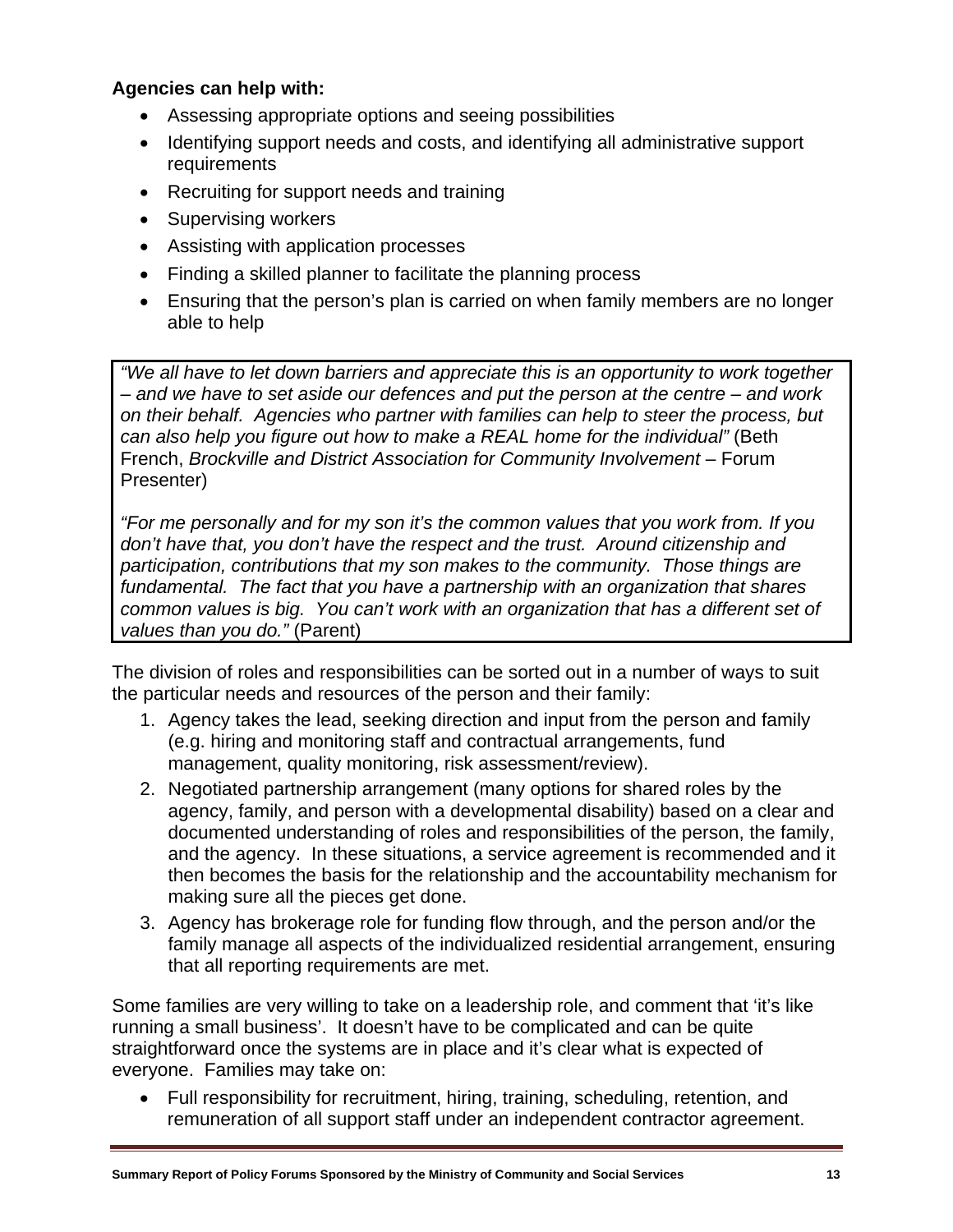**Agencies can help with:**

- Assessing appropriate options and seeing possibilities
- Identifying support needs and costs, and identifying all administrative support requirements
- Recruiting for support needs and training
- Supervising workers
- Assisting with application processes
- Finding a skilled planner to facilitate the planning process
- Ensuring that the person's plan is carried on when family members are no longer able to help

> *"We all have to let down barriers and appreciate this is an opportunity to work together – and we have to set aside our defences and put the person at the centre – and work on their behalf. Agencies who partner with families can help to steer the process, but can also help you figure out how to make a REAL home for the individual"* (Beth French, *Brockville and District Association for Community Involvement* – Forum Presenter)
>
> *"For me personally and for my son it's the common values that you work from. If you don't have that, you don't have the respect and the trust. Around citizenship and participation, contributions that my son makes to the community. Those things are fundamental. The fact that you have a partnership with an organization that shares common values is big. You can't work with an organization that has a different set of values than you do."* (Parent)

The division of roles and responsibilities can be sorted out in a number of ways to suit the particular needs and resources of the person and their family:

1. Agency takes the lead, seeking direction and input from the person and family (e.g. hiring and monitoring staff and contractual arrangements, fund management, quality monitoring, risk assessment/review).
2. Negotiated partnership arrangement (many options for shared roles by the agency, family, and person with a developmental disability) based on a clear and documented understanding of roles and responsibilities of the person, the family, and the agency. In these situations, a service agreement is recommended and it then becomes the basis for the relationship and the accountability mechanism for making sure all the pieces get done.
3. Agency has brokerage role for funding flow through, and the person and/or the family manage all aspects of the individualized residential arrangement, ensuring that all reporting requirements are met.

Some families are very willing to take on a leadership role, and comment that 'it's like running a small business'. It doesn't have to be complicated and can be quite straightforward once the systems are in place and it's clear what is expected of everyone. Families may take on:

- Full responsibility for recruitment, hiring, training, scheduling, retention, and remuneration of all support staff under an independent contractor agreement.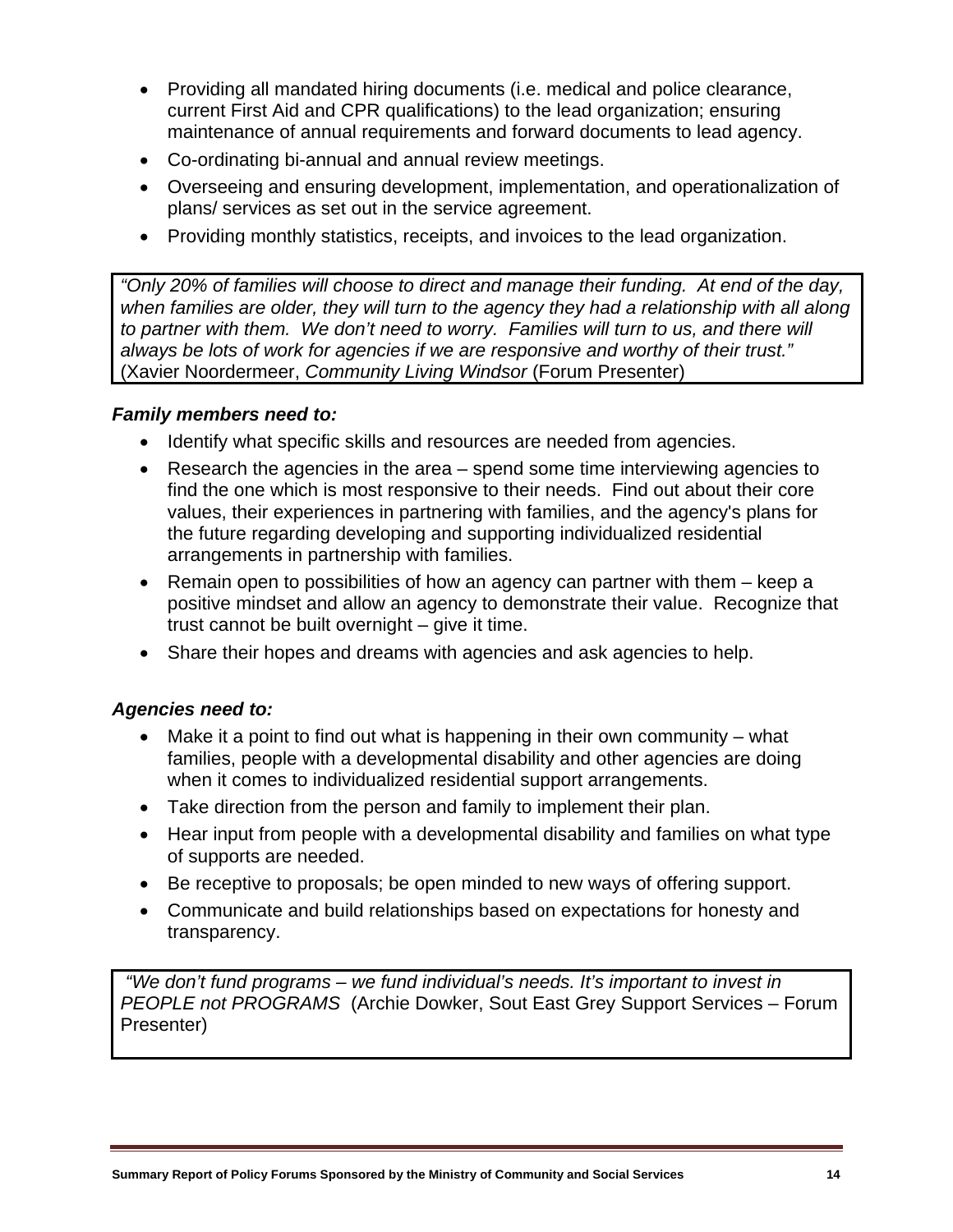- Providing all mandated hiring documents (i.e. medical and police clearance, current First Aid and CPR qualifications) to the lead organization; ensuring maintenance of annual requirements and forward documents to lead agency.
- Co-ordinating bi-annual and annual review meetings.
- Overseeing and ensuring development, implementation, and operationalization of plans/ services as set out in the service agreement.
- Providing monthly statistics, receipts, and invoices to the lead organization.

> *"Only 20% of families will choose to direct and manage their funding. At end of the day, when families are older, they will turn to the agency they had a relationship with all along to partner with them. We don't need to worry. Families will turn to us, and there will always be lots of work for agencies if we are responsive and worthy of their trust."* (Xavier Noordermeer, *Community Living Windsor* (Forum Presenter)

***Family members need to:***

- Identify what specific skills and resources are needed from agencies.
- Research the agencies in the area – spend some time interviewing agencies to find the one which is most responsive to their needs. Find out about their core values, their experiences in partnering with families, and the agency's plans for the future regarding developing and supporting individualized residential arrangements in partnership with families.
- Remain open to possibilities of how an agency can partner with them – keep a positive mindset and allow an agency to demonstrate their value. Recognize that trust cannot be built overnight – give it time.
- Share their hopes and dreams with agencies and ask agencies to help.

***Agencies need to:***

- Make it a point to find out what is happening in their own community – what families, people with a developmental disability and other agencies are doing when it comes to individualized residential support arrangements.
- Take direction from the person and family to implement their plan.
- Hear input from people with a developmental disability and families on what type of supports are needed.
- Be receptive to proposals; be open minded to new ways of offering support.
- Communicate and build relationships based on expectations for honesty and transparency.

> *"We don't fund programs – we fund individual's needs. It's important to invest in PEOPLE not PROGRAMS* (Archie Dowker, Sout East Grey Support Services – Forum Presenter)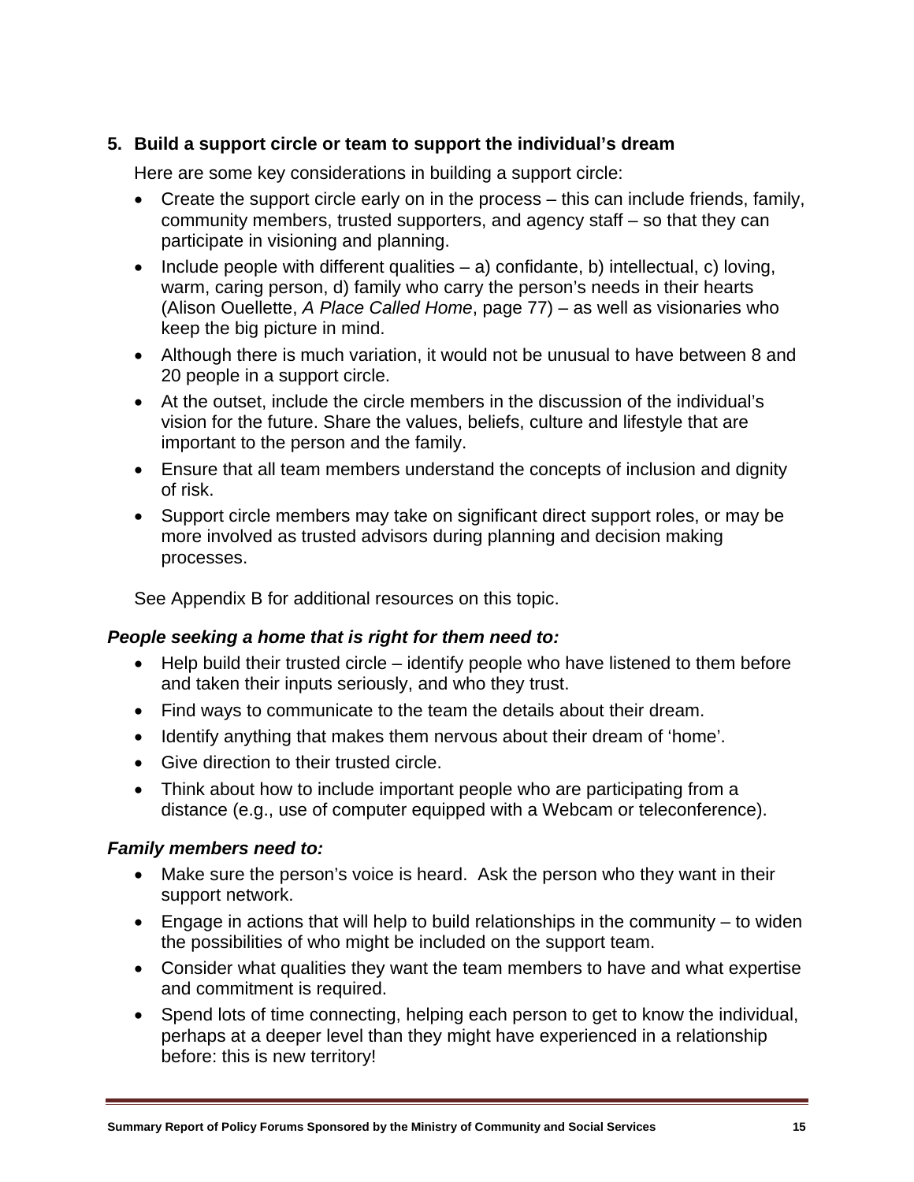5. **Build a support circle or team to support the individual's dream**

   Here are some key considerations in building a support circle:

   - Create the support circle early on in the process – this can include friends, family, community members, trusted supporters, and agency staff – so that they can participate in visioning and planning.
   - Include people with different qualities – a) confidante, b) intellectual, c) loving, warm, caring person, d) family who carry the person's needs in their hearts (Alison Ouellette, *A Place Called Home*, page 77) – as well as visionaries who keep the big picture in mind.
   - Although there is much variation, it would not be unusual to have between 8 and 20 people in a support circle.
   - At the outset, include the circle members in the discussion of the individual's vision for the future. Share the values, beliefs, culture and lifestyle that are important to the person and the family.
   - Ensure that all team members understand the concepts of inclusion and dignity of risk.
   - Support circle members may take on significant direct support roles, or may be more involved as trusted advisors during planning and decision making processes.

   See Appendix B for additional resources on this topic.

***People seeking a home that is right for them need to:***

- Help build their trusted circle – identify people who have listened to them before and taken their inputs seriously, and who they trust.
- Find ways to communicate to the team the details about their dream.
- Identify anything that makes them nervous about their dream of 'home'.
- Give direction to their trusted circle.
- Think about how to include important people who are participating from a distance (e.g., use of computer equipped with a Webcam or teleconference).

***Family members need to:***

- Make sure the person's voice is heard. Ask the person who they want in their support network.
- Engage in actions that will help to build relationships in the community – to widen the possibilities of who might be included on the support team.
- Consider what qualities they want the team members to have and what expertise and commitment is required.
- Spend lots of time connecting, helping each person to get to know the individual, perhaps at a deeper level than they might have experienced in a relationship before: this is new territory!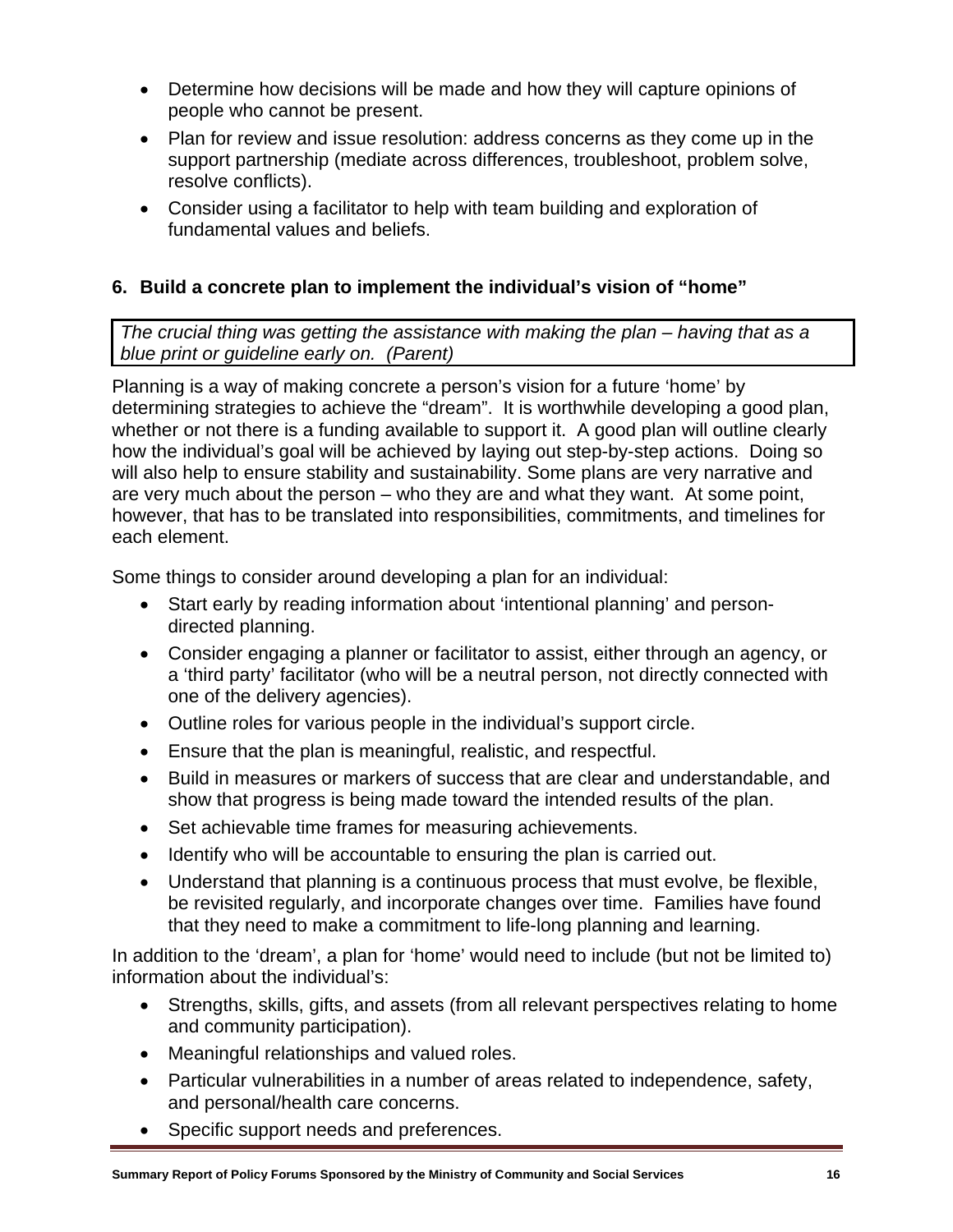- Determine how decisions will be made and how they will capture opinions of people who cannot be present.
- Plan for review and issue resolution: address concerns as they come up in the support partnership (mediate across differences, troubleshoot, problem solve, resolve conflicts).
- Consider using a facilitator to help with team building and exploration of fundamental values and beliefs.

### 6. Build a concrete plan to implement the individual's vision of "home"

*The crucial thing was getting the assistance with making the plan – having that as a blue print or guideline early on. (Parent)*

Planning is a way of making concrete a person's vision for a future 'home' by determining strategies to achieve the "dream". It is worthwhile developing a good plan, whether or not there is a funding available to support it. A good plan will outline clearly how the individual's goal will be achieved by laying out step-by-step actions. Doing so will also help to ensure stability and sustainability. Some plans are very narrative and are very much about the person – who they are and what they want. At some point, however, that has to be translated into responsibilities, commitments, and timelines for each element.

Some things to consider around developing a plan for an individual:

- Start early by reading information about 'intentional planning' and person-directed planning.
- Consider engaging a planner or facilitator to assist, either through an agency, or a 'third party' facilitator (who will be a neutral person, not directly connected with one of the delivery agencies).
- Outline roles for various people in the individual's support circle.
- Ensure that the plan is meaningful, realistic, and respectful.
- Build in measures or markers of success that are clear and understandable, and show that progress is being made toward the intended results of the plan.
- Set achievable time frames for measuring achievements.
- Identify who will be accountable to ensuring the plan is carried out.
- Understand that planning is a continuous process that must evolve, be flexible, be revisited regularly, and incorporate changes over time. Families have found that they need to make a commitment to life-long planning and learning.

In addition to the 'dream', a plan for 'home' would need to include (but not be limited to) information about the individual's:

- Strengths, skills, gifts, and assets (from all relevant perspectives relating to home and community participation).
- Meaningful relationships and valued roles.
- Particular vulnerabilities in a number of areas related to independence, safety, and personal/health care concerns.
- Specific support needs and preferences.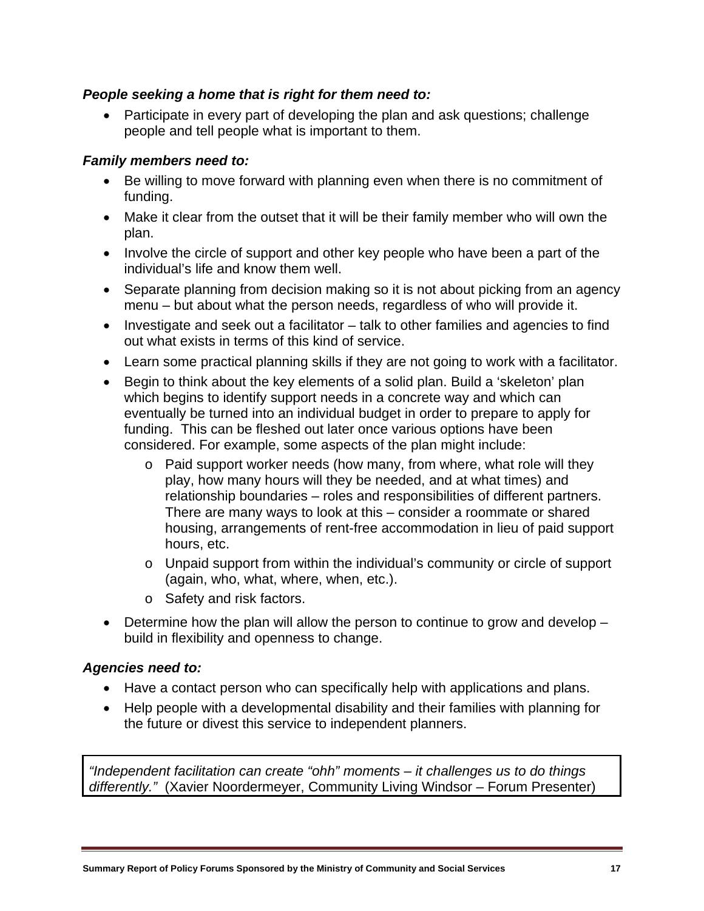***People seeking a home that is right for them need to:***

- Participate in every part of developing the plan and ask questions; challenge people and tell people what is important to them.

***Family members need to:***

- Be willing to move forward with planning even when there is no commitment of funding.
- Make it clear from the outset that it will be their family member who will own the plan.
- Involve the circle of support and other key people who have been a part of the individual's life and know them well.
- Separate planning from decision making so it is not about picking from an agency menu – but about what the person needs, regardless of who will provide it.
- Investigate and seek out a facilitator – talk to other families and agencies to find out what exists in terms of this kind of service.
- Learn some practical planning skills if they are not going to work with a facilitator.
- Begin to think about the key elements of a solid plan. Build a 'skeleton' plan which begins to identify support needs in a concrete way and which can eventually be turned into an individual budget in order to prepare to apply for funding. This can be fleshed out later once various options have been considered. For example, some aspects of the plan might include:
    - Paid support worker needs (how many, from where, what role will they play, how many hours will they be needed, and at what times) and relationship boundaries – roles and responsibilities of different partners. There are many ways to look at this – consider a roommate or shared housing, arrangements of rent-free accommodation in lieu of paid support hours, etc.
    - Unpaid support from within the individual's community or circle of support (again, who, what, where, when, etc.).
    - Safety and risk factors.
- Determine how the plan will allow the person to continue to grow and develop – build in flexibility and openness to change.

***Agencies need to:***

- Have a contact person who can specifically help with applications and plans.
- Help people with a developmental disability and their families with planning for the future or divest this service to independent planners.

> *"Independent facilitation can create "ohh" moments – it challenges us to do things differently."* (Xavier Noordermeyer, Community Living Windsor – Forum Presenter)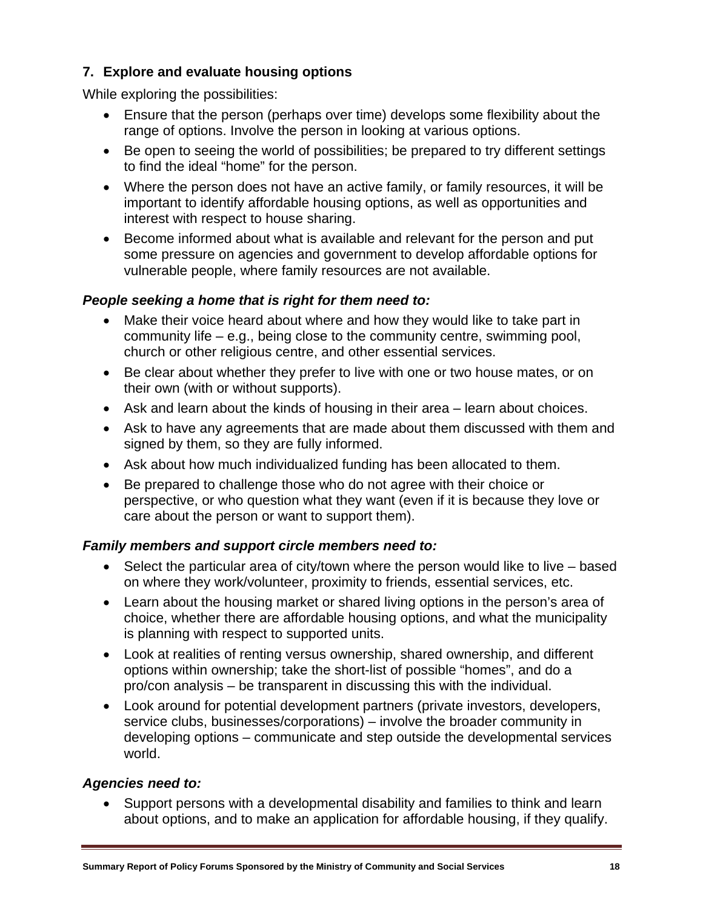### 7. Explore and evaluate housing options

While exploring the possibilities:

- Ensure that the person (perhaps over time) develops some flexibility about the range of options. Involve the person in looking at various options.
- Be open to seeing the world of possibilities; be prepared to try different settings to find the ideal "home" for the person.
- Where the person does not have an active family, or family resources, it will be important to identify affordable housing options, as well as opportunities and interest with respect to house sharing.
- Become informed about what is available and relevant for the person and put some pressure on agencies and government to develop affordable options for vulnerable people, where family resources are not available.

***People seeking a home that is right for them need to:***

- Make their voice heard about where and how they would like to take part in community life – e.g., being close to the community centre, swimming pool, church or other religious centre, and other essential services.
- Be clear about whether they prefer to live with one or two house mates, or on their own (with or without supports).
- Ask and learn about the kinds of housing in their area – learn about choices.
- Ask to have any agreements that are made about them discussed with them and signed by them, so they are fully informed.
- Ask about how much individualized funding has been allocated to them.
- Be prepared to challenge those who do not agree with their choice or perspective, or who question what they want (even if it is because they love or care about the person or want to support them).

***Family members and support circle members need to:***

- Select the particular area of city/town where the person would like to live – based on where they work/volunteer, proximity to friends, essential services, etc.
- Learn about the housing market or shared living options in the person's area of choice, whether there are affordable housing options, and what the municipality is planning with respect to supported units.
- Look at realities of renting versus ownership, shared ownership, and different options within ownership; take the short-list of possible "homes", and do a pro/con analysis – be transparent in discussing this with the individual.
- Look around for potential development partners (private investors, developers, service clubs, businesses/corporations) – involve the broader community in developing options – communicate and step outside the developmental services world.

***Agencies need to:***

- Support persons with a developmental disability and families to think and learn about options, and to make an application for affordable housing, if they qualify.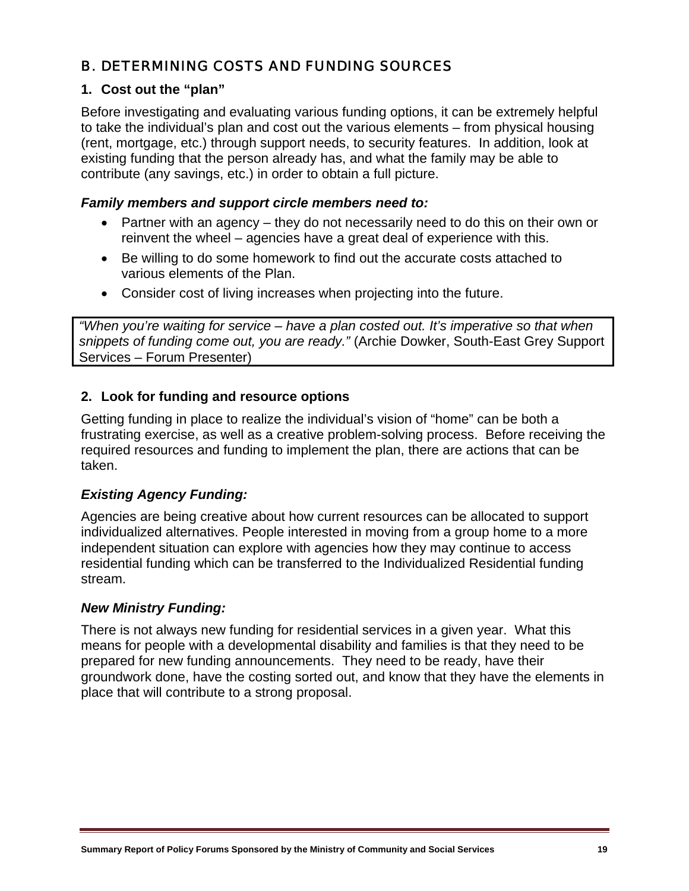## B. DETERMINING COSTS AND FUNDING SOURCES

### 1. Cost out the "plan"

Before investigating and evaluating various funding options, it can be extremely helpful to take the individual's plan and cost out the various elements – from physical housing (rent, mortgage, etc.) through support needs, to security features. In addition, look at existing funding that the person already has, and what the family may be able to contribute (any savings, etc.) in order to obtain a full picture.

***Family members and support circle members need to:***

- Partner with an agency – they do not necessarily need to do this on their own or reinvent the wheel – agencies have a great deal of experience with this.
- Be willing to do some homework to find out the accurate costs attached to various elements of the Plan.
- Consider cost of living increases when projecting into the future.

> *"When you're waiting for service – have a plan costed out. It's imperative so that when snippets of funding come out, you are ready."* (Archie Dowker, South-East Grey Support Services – Forum Presenter)

### 2. Look for funding and resource options

Getting funding in place to realize the individual's vision of "home" can be both a frustrating exercise, as well as a creative problem-solving process. Before receiving the required resources and funding to implement the plan, there are actions that can be taken.

***Existing Agency Funding:***

Agencies are being creative about how current resources can be allocated to support individualized alternatives. People interested in moving from a group home to a more independent situation can explore with agencies how they may continue to access residential funding which can be transferred to the Individualized Residential funding stream.

***New Ministry Funding:***

There is not always new funding for residential services in a given year. What this means for people with a developmental disability and families is that they need to be prepared for new funding announcements. They need to be ready, have their groundwork done, have the costing sorted out, and know that they have the elements in place that will contribute to a strong proposal.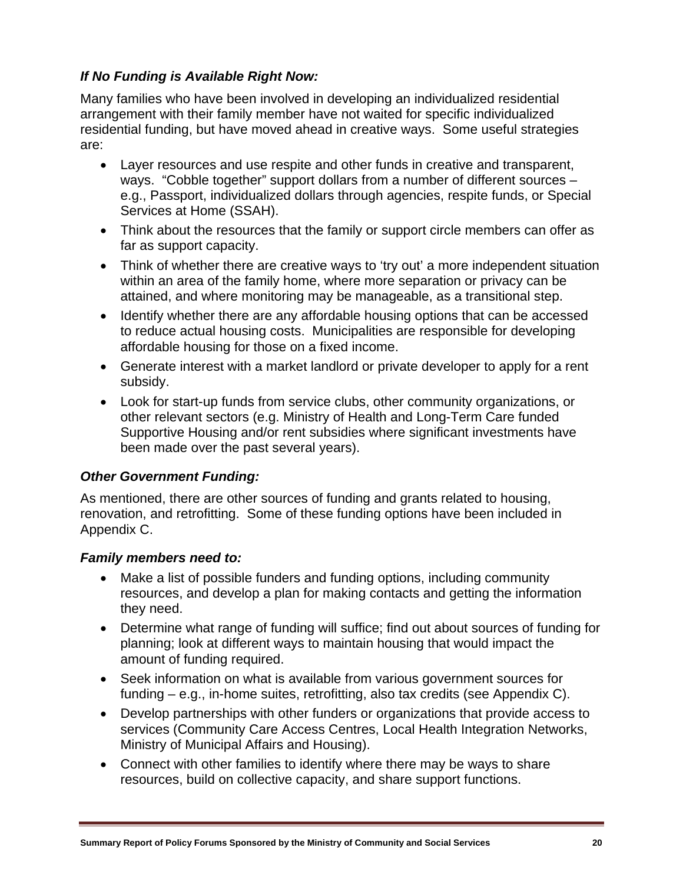***If No Funding is Available Right Now:***

Many families who have been involved in developing an individualized residential arrangement with their family member have not waited for specific individualized residential funding, but have moved ahead in creative ways. Some useful strategies are:

- Layer resources and use respite and other funds in creative and transparent, ways. "Cobble together" support dollars from a number of different sources – e.g., Passport, individualized dollars through agencies, respite funds, or Special Services at Home (SSAH).
- Think about the resources that the family or support circle members can offer as far as support capacity.
- Think of whether there are creative ways to 'try out' a more independent situation within an area of the family home, where more separation or privacy can be attained, and where monitoring may be manageable, as a transitional step.
- Identify whether there are any affordable housing options that can be accessed to reduce actual housing costs. Municipalities are responsible for developing affordable housing for those on a fixed income.
- Generate interest with a market landlord or private developer to apply for a rent subsidy.
- Look for start-up funds from service clubs, other community organizations, or other relevant sectors (e.g. Ministry of Health and Long-Term Care funded Supportive Housing and/or rent subsidies where significant investments have been made over the past several years).

***Other Government Funding:***

As mentioned, there are other sources of funding and grants related to housing, renovation, and retrofitting. Some of these funding options have been included in Appendix C.

***Family members need to:***

- Make a list of possible funders and funding options, including community resources, and develop a plan for making contacts and getting the information they need.
- Determine what range of funding will suffice; find out about sources of funding for planning; look at different ways to maintain housing that would impact the amount of funding required.
- Seek information on what is available from various government sources for funding – e.g., in-home suites, retrofitting, also tax credits (see Appendix C).
- Develop partnerships with other funders or organizations that provide access to services (Community Care Access Centres, Local Health Integration Networks, Ministry of Municipal Affairs and Housing).
- Connect with other families to identify where there may be ways to share resources, build on collective capacity, and share support functions.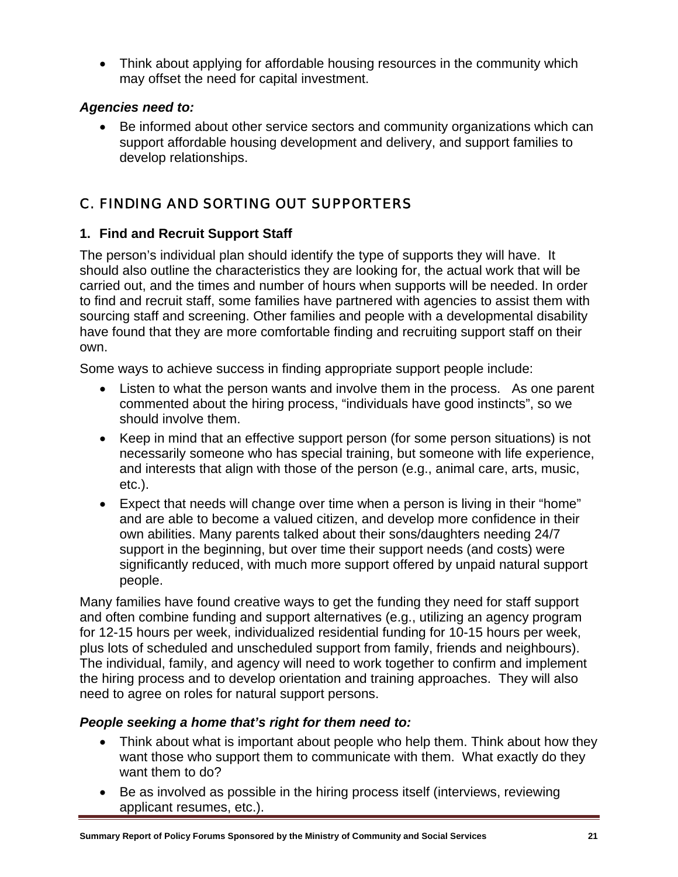- Think about applying for affordable housing resources in the community which may offset the need for capital investment.

***Agencies need to:***

- Be informed about other service sectors and community organizations which can support affordable housing development and delivery, and support families to develop relationships.

## C. FINDING AND SORTING OUT SUPPORTERS

### 1. Find and Recruit Support Staff

The person's individual plan should identify the type of supports they will have. It should also outline the characteristics they are looking for, the actual work that will be carried out, and the times and number of hours when supports will be needed. In order to find and recruit staff, some families have partnered with agencies to assist them with sourcing staff and screening. Other families and people with a developmental disability have found that they are more comfortable finding and recruiting support staff on their own.

Some ways to achieve success in finding appropriate support people include:

- Listen to what the person wants and involve them in the process. As one parent commented about the hiring process, "individuals have good instincts", so we should involve them.
- Keep in mind that an effective support person (for some person situations) is not necessarily someone who has special training, but someone with life experience, and interests that align with those of the person (e.g., animal care, arts, music, etc.).
- Expect that needs will change over time when a person is living in their "home" and are able to become a valued citizen, and develop more confidence in their own abilities. Many parents talked about their sons/daughters needing 24/7 support in the beginning, but over time their support needs (and costs) were significantly reduced, with much more support offered by unpaid natural support people.

Many families have found creative ways to get the funding they need for staff support and often combine funding and support alternatives (e.g., utilizing an agency program for 12-15 hours per week, individualized residential funding for 10-15 hours per week, plus lots of scheduled and unscheduled support from family, friends and neighbours). The individual, family, and agency will need to work together to confirm and implement the hiring process and to develop orientation and training approaches. They will also need to agree on roles for natural support persons.

***People seeking a home that's right for them need to:***

- Think about what is important about people who help them. Think about how they want those who support them to communicate with them. What exactly do they want them to do?
- Be as involved as possible in the hiring process itself (interviews, reviewing applicant resumes, etc.).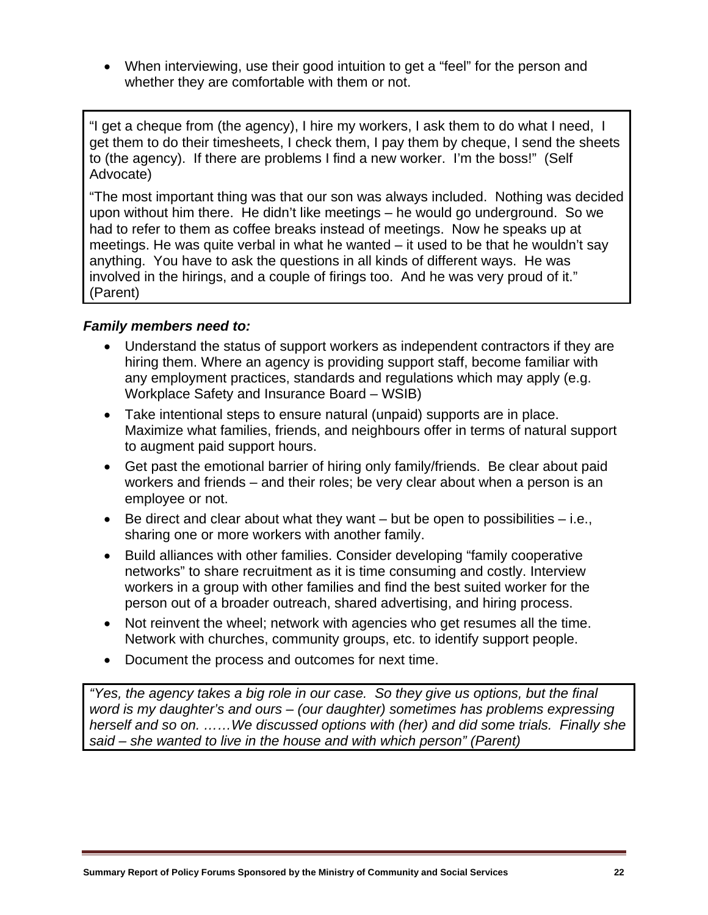- When interviewing, use their good intuition to get a "feel" for the person and whether they are comfortable with them or not.

"I get a cheque from (the agency), I hire my workers, I ask them to do what I need, I get them to do their timesheets, I check them, I pay them by cheque, I send the sheets to (the agency). If there are problems I find a new worker. I'm the boss!" (Self Advocate)

"The most important thing was that our son was always included. Nothing was decided upon without him there. He didn't like meetings – he would go underground. So we had to refer to them as coffee breaks instead of meetings. Now he speaks up at meetings. He was quite verbal in what he wanted – it used to be that he wouldn't say anything. You have to ask the questions in all kinds of different ways. He was involved in the hirings, and a couple of firings too. And he was very proud of it." (Parent)

***Family members need to:***

- Understand the status of support workers as independent contractors if they are hiring them. Where an agency is providing support staff, become familiar with any employment practices, standards and regulations which may apply (e.g. Workplace Safety and Insurance Board – WSIB)
- Take intentional steps to ensure natural (unpaid) supports are in place. Maximize what families, friends, and neighbours offer in terms of natural support to augment paid support hours.
- Get past the emotional barrier of hiring only family/friends. Be clear about paid workers and friends – and their roles; be very clear about when a person is an employee or not.
- Be direct and clear about what they want – but be open to possibilities – i.e., sharing one or more workers with another family.
- Build alliances with other families. Consider developing "family cooperative networks" to share recruitment as it is time consuming and costly. Interview workers in a group with other families and find the best suited worker for the person out of a broader outreach, shared advertising, and hiring process.
- Not reinvent the wheel; network with agencies who get resumes all the time. Network with churches, community groups, etc. to identify support people.
- Document the process and outcomes for next time.

*"Yes, the agency takes a big role in our case. So they give us options, but the final word is my daughter's and ours – (our daughter) sometimes has problems expressing herself and so on. ……We discussed options with (her) and did some trials. Finally she said – she wanted to live in the house and with which person" (Parent)*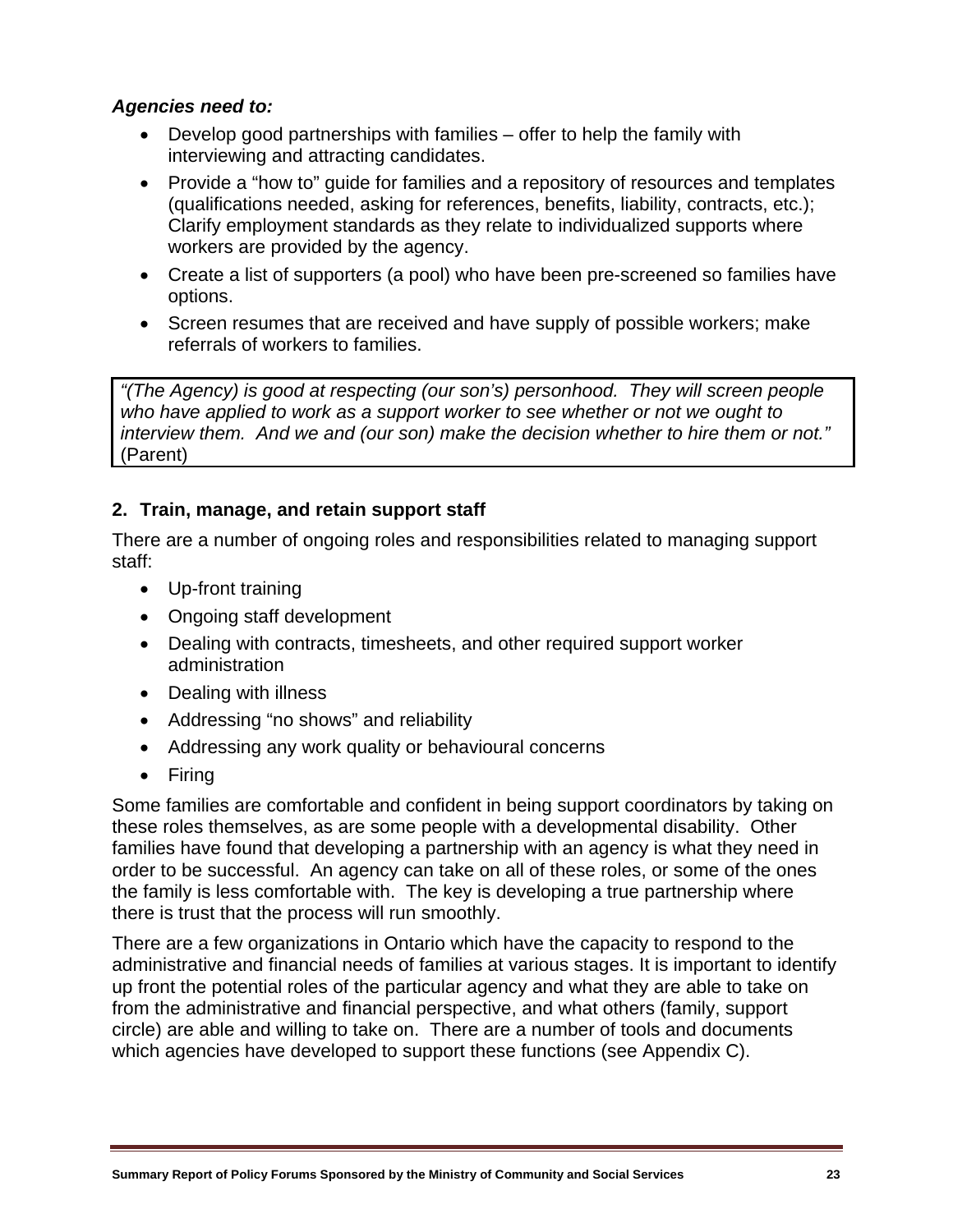***Agencies need to:***

- Develop good partnerships with families – offer to help the family with interviewing and attracting candidates.
- Provide a "how to" guide for families and a repository of resources and templates (qualifications needed, asking for references, benefits, liability, contracts, etc.); Clarify employment standards as they relate to individualized supports where workers are provided by the agency.
- Create a list of supporters (a pool) who have been pre-screened so families have options.
- Screen resumes that are received and have supply of possible workers; make referrals of workers to families.

> *"(The Agency) is good at respecting (our son's) personhood. They will screen people who have applied to work as a support worker to see whether or not we ought to interview them. And we and (our son) make the decision whether to hire them or not."* (Parent)

**2. Train, manage, and retain support staff**

There are a number of ongoing roles and responsibilities related to managing support staff:

- Up-front training
- Ongoing staff development
- Dealing with contracts, timesheets, and other required support worker administration
- Dealing with illness
- Addressing "no shows" and reliability
- Addressing any work quality or behavioural concerns
- Firing

Some families are comfortable and confident in being support coordinators by taking on these roles themselves, as are some people with a developmental disability. Other families have found that developing a partnership with an agency is what they need in order to be successful. An agency can take on all of these roles, or some of the ones the family is less comfortable with. The key is developing a true partnership where there is trust that the process will run smoothly.

There are a few organizations in Ontario which have the capacity to respond to the administrative and financial needs of families at various stages. It is important to identify up front the potential roles of the particular agency and what they are able to take on from the administrative and financial perspective, and what others (family, support circle) are able and willing to take on. There are a number of tools and documents which agencies have developed to support these functions (see Appendix C).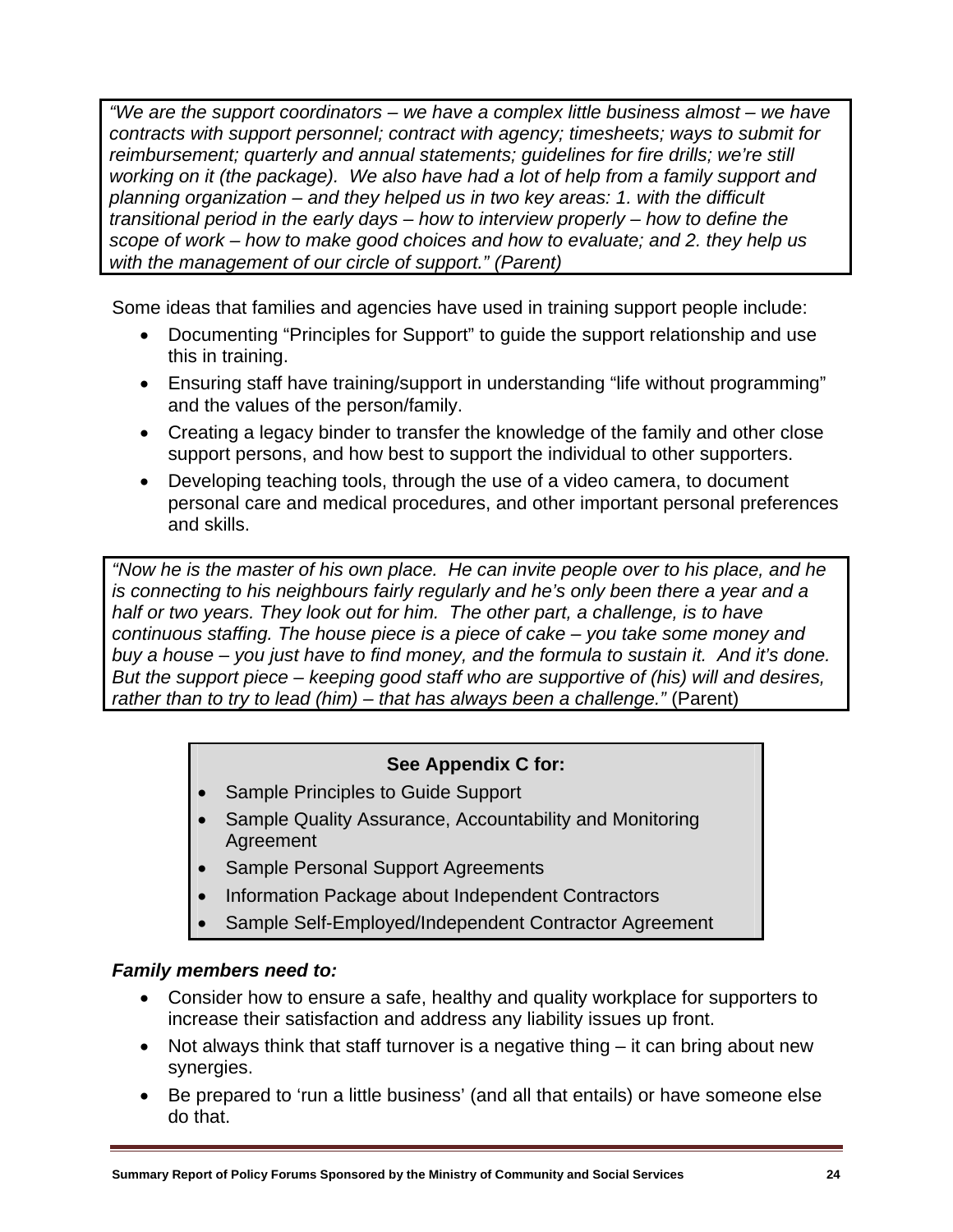*"We are the support coordinators – we have a complex little business almost – we have contracts with support personnel; contract with agency; timesheets; ways to submit for reimbursement; quarterly and annual statements; guidelines for fire drills; we're still working on it (the package). We also have had a lot of help from a family support and planning organization – and they helped us in two key areas: 1. with the difficult transitional period in the early days – how to interview properly – how to define the scope of work – how to make good choices and how to evaluate; and 2. they help us with the management of our circle of support." (Parent)*

Some ideas that families and agencies have used in training support people include:

- Documenting "Principles for Support" to guide the support relationship and use this in training.
- Ensuring staff have training/support in understanding "life without programming" and the values of the person/family.
- Creating a legacy binder to transfer the knowledge of the family and other close support persons, and how best to support the individual to other supporters.
- Developing teaching tools, through the use of a video camera, to document personal care and medical procedures, and other important personal preferences and skills.

*"Now he is the master of his own place. He can invite people over to his place, and he is connecting to his neighbours fairly regularly and he's only been there a year and a half or two years. They look out for him. The other part, a challenge, is to have continuous staffing. The house piece is a piece of cake – you take some money and buy a house – you just have to find money, and the formula to sustain it. And it's done. But the support piece – keeping good staff who are supportive of (his) will and desires, rather than to try to lead (him) – that has always been a challenge."* (Parent)

**See Appendix C for:**

- Sample Principles to Guide Support
- Sample Quality Assurance, Accountability and Monitoring Agreement
- Sample Personal Support Agreements
- Information Package about Independent Contractors
- Sample Self-Employed/Independent Contractor Agreement

***Family members need to:***

- Consider how to ensure a safe, healthy and quality workplace for supporters to increase their satisfaction and address any liability issues up front.
- Not always think that staff turnover is a negative thing – it can bring about new synergies.
- Be prepared to 'run a little business' (and all that entails) or have someone else do that.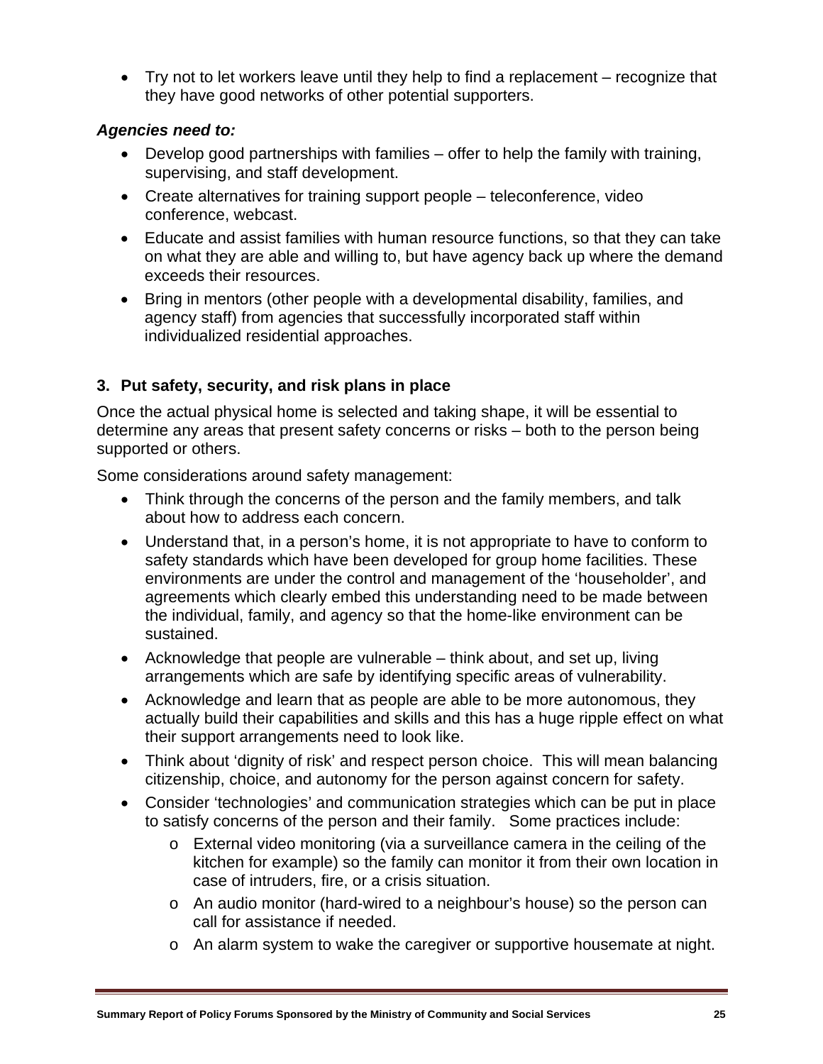- Try not to let workers leave until they help to find a replacement – recognize that they have good networks of other potential supporters.

***Agencies need to:***

- Develop good partnerships with families – offer to help the family with training, supervising, and staff development.
- Create alternatives for training support people – teleconference, video conference, webcast.
- Educate and assist families with human resource functions, so that they can take on what they are able and willing to, but have agency back up where the demand exceeds their resources.
- Bring in mentors (other people with a developmental disability, families, and agency staff) from agencies that successfully incorporated staff within individualized residential approaches.

### 3. Put safety, security, and risk plans in place

Once the actual physical home is selected and taking shape, it will be essential to determine any areas that present safety concerns or risks – both to the person being supported or others.

Some considerations around safety management:

- Think through the concerns of the person and the family members, and talk about how to address each concern.
- Understand that, in a person's home, it is not appropriate to have to conform to safety standards which have been developed for group home facilities. These environments are under the control and management of the 'householder', and agreements which clearly embed this understanding need to be made between the individual, family, and agency so that the home-like environment can be sustained.
- Acknowledge that people are vulnerable – think about, and set up, living arrangements which are safe by identifying specific areas of vulnerability.
- Acknowledge and learn that as people are able to be more autonomous, they actually build their capabilities and skills and this has a huge ripple effect on what their support arrangements need to look like.
- Think about 'dignity of risk' and respect person choice. This will mean balancing citizenship, choice, and autonomy for the person against concern for safety.
- Consider 'technologies' and communication strategies which can be put in place to satisfy concerns of the person and their family. Some practices include:
  - External video monitoring (via a surveillance camera in the ceiling of the kitchen for example) so the family can monitor it from their own location in case of intruders, fire, or a crisis situation.
  - An audio monitor (hard-wired to a neighbour's house) so the person can call for assistance if needed.
  - An alarm system to wake the caregiver or supportive housemate at night.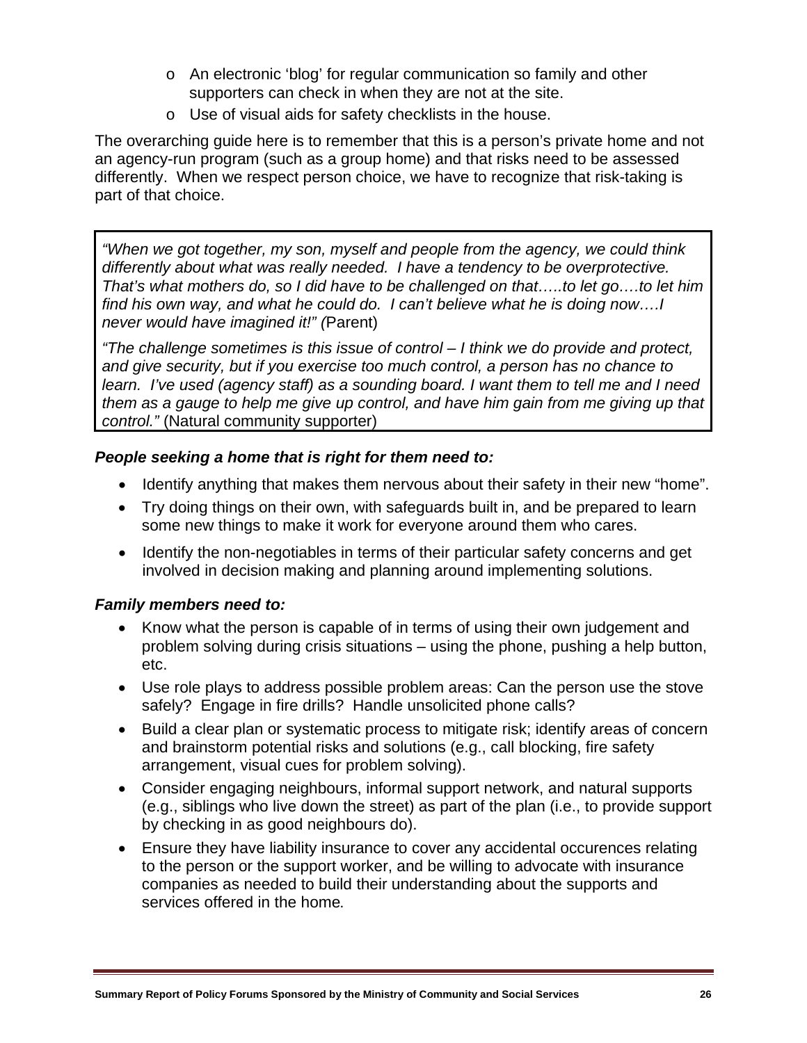- An electronic 'blog' for regular communication so family and other supporters can check in when they are not at the site.
- Use of visual aids for safety checklists in the house.

The overarching guide here is to remember that this is a person's private home and not an agency-run program (such as a group home) and that risks need to be assessed differently. When we respect person choice, we have to recognize that risk-taking is part of that choice.

> *"When we got together, my son, myself and people from the agency, we could think differently about what was really needed. I have a tendency to be overprotective. That's what mothers do, so I did have to be challenged on that…..to let go….to let him find his own way, and what he could do. I can't believe what he is doing now….I never would have imagined it!" (*Parent)
>
> *"The challenge sometimes is this issue of control – I think we do provide and protect, and give security, but if you exercise too much control, a person has no chance to learn. I've used (agency staff) as a sounding board. I want them to tell me and I need them as a gauge to help me give up control, and have him gain from me giving up that control."* (Natural community supporter)

***People seeking a home that is right for them need to:***

- Identify anything that makes them nervous about their safety in their new "home".
- Try doing things on their own, with safeguards built in, and be prepared to learn some new things to make it work for everyone around them who cares.
- Identify the non-negotiables in terms of their particular safety concerns and get involved in decision making and planning around implementing solutions.

***Family members need to:***

- Know what the person is capable of in terms of using their own judgement and problem solving during crisis situations – using the phone, pushing a help button, etc.
- Use role plays to address possible problem areas: Can the person use the stove safely? Engage in fire drills? Handle unsolicited phone calls?
- Build a clear plan or systematic process to mitigate risk; identify areas of concern and brainstorm potential risks and solutions (e.g., call blocking, fire safety arrangement, visual cues for problem solving).
- Consider engaging neighbours, informal support network, and natural supports (e.g., siblings who live down the street) as part of the plan (i.e., to provide support by checking in as good neighbours do).
- Ensure they have liability insurance to cover any accidental occurences relating to the person or the support worker, and be willing to advocate with insurance companies as needed to build their understanding about the supports and services offered in the home.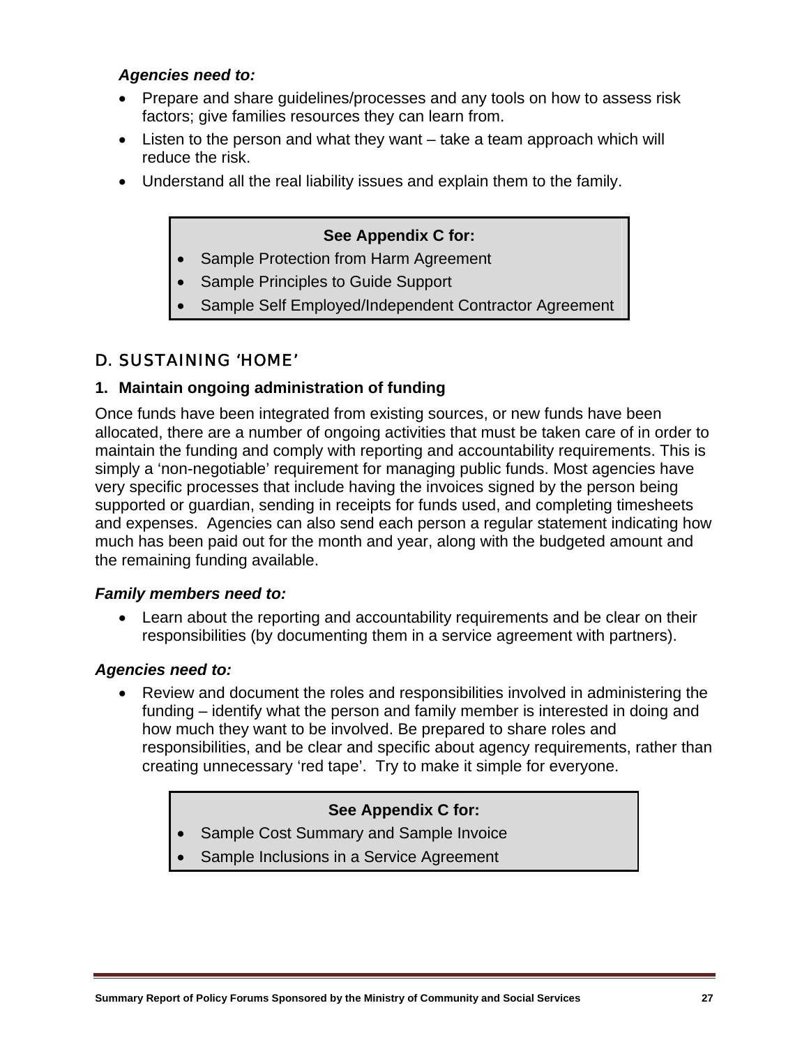***Agencies need to:***

- Prepare and share guidelines/processes and any tools on how to assess risk factors; give families resources they can learn from.
- Listen to the person and what they want – take a team approach which will reduce the risk.
- Understand all the real liability issues and explain them to the family.

> **See Appendix C for:**
>
> - Sample Protection from Harm Agreement
> - Sample Principles to Guide Support
> - Sample Self Employed/Independent Contractor Agreement

## D. SUSTAINING 'HOME'

### 1. Maintain ongoing administration of funding

Once funds have been integrated from existing sources, or new funds have been allocated, there are a number of ongoing activities that must be taken care of in order to maintain the funding and comply with reporting and accountability requirements. This is simply a 'non-negotiable' requirement for managing public funds. Most agencies have very specific processes that include having the invoices signed by the person being supported or guardian, sending in receipts for funds used, and completing timesheets and expenses. Agencies can also send each person a regular statement indicating how much has been paid out for the month and year, along with the budgeted amount and the remaining funding available.

***Family members need to:***

- Learn about the reporting and accountability requirements and be clear on their responsibilities (by documenting them in a service agreement with partners).

***Agencies need to:***

- Review and document the roles and responsibilities involved in administering the funding – identify what the person and family member is interested in doing and how much they want to be involved. Be prepared to share roles and responsibilities, and be clear and specific about agency requirements, rather than creating unnecessary 'red tape'. Try to make it simple for everyone.

> **See Appendix C for:**
>
> - Sample Cost Summary and Sample Invoice
> - Sample Inclusions in a Service Agreement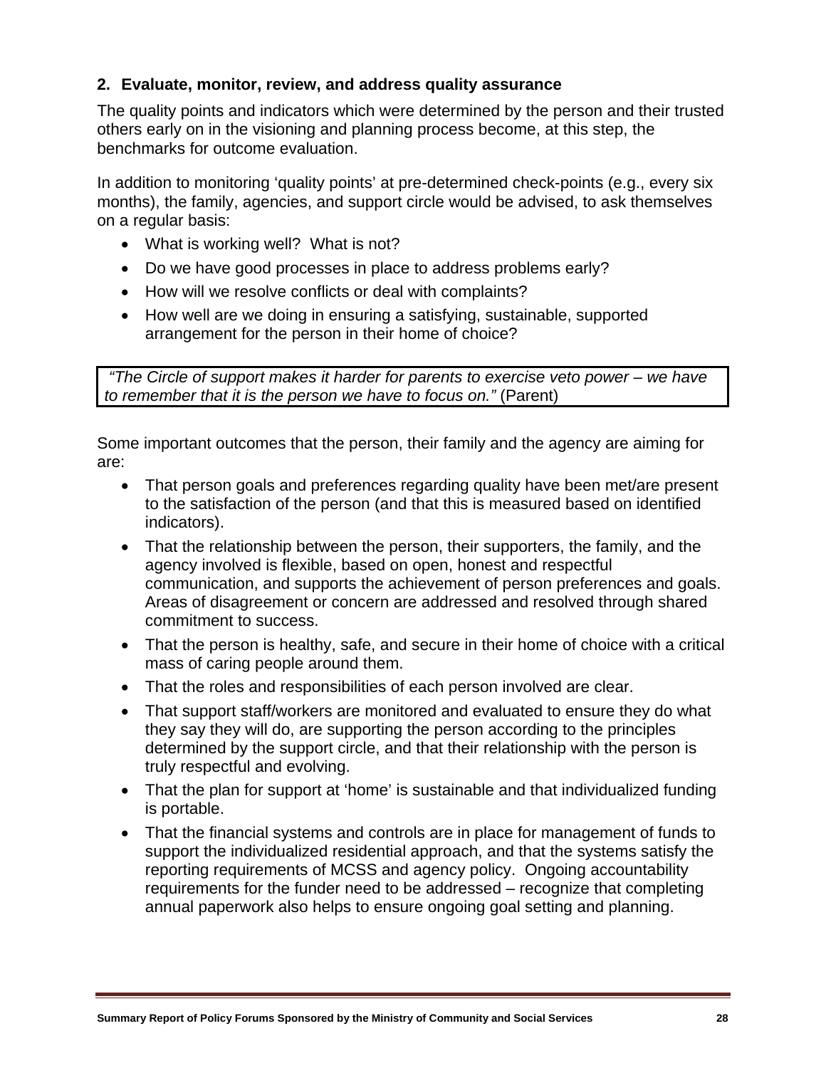### 2. Evaluate, monitor, review, and address quality assurance

The quality points and indicators which were determined by the person and their trusted others early on in the visioning and planning process become, at this step, the benchmarks for outcome evaluation.

In addition to monitoring 'quality points' at pre-determined check-points (e.g., every six months), the family, agencies, and support circle would be advised, to ask themselves on a regular basis:

- What is working well? What is not?
- Do we have good processes in place to address problems early?
- How will we resolve conflicts or deal with complaints?
- How well are we doing in ensuring a satisfying, sustainable, supported arrangement for the person in their home of choice?

> *"The Circle of support makes it harder for parents to exercise veto power – we have to remember that it is the person we have to focus on."* (Parent)

Some important outcomes that the person, their family and the agency are aiming for are:

- That person goals and preferences regarding quality have been met/are present to the satisfaction of the person (and that this is measured based on identified indicators).
- That the relationship between the person, their supporters, the family, and the agency involved is flexible, based on open, honest and respectful communication, and supports the achievement of person preferences and goals. Areas of disagreement or concern are addressed and resolved through shared commitment to success.
- That the person is healthy, safe, and secure in their home of choice with a critical mass of caring people around them.
- That the roles and responsibilities of each person involved are clear.
- That support staff/workers are monitored and evaluated to ensure they do what they say they will do, are supporting the person according to the principles determined by the support circle, and that their relationship with the person is truly respectful and evolving.
- That the plan for support at 'home' is sustainable and that individualized funding is portable.
- That the financial systems and controls are in place for management of funds to support the individualized residential approach, and that the systems satisfy the reporting requirements of MCSS and agency policy. Ongoing accountability requirements for the funder need to be addressed – recognize that completing annual paperwork also helps to ensure ongoing goal setting and planning.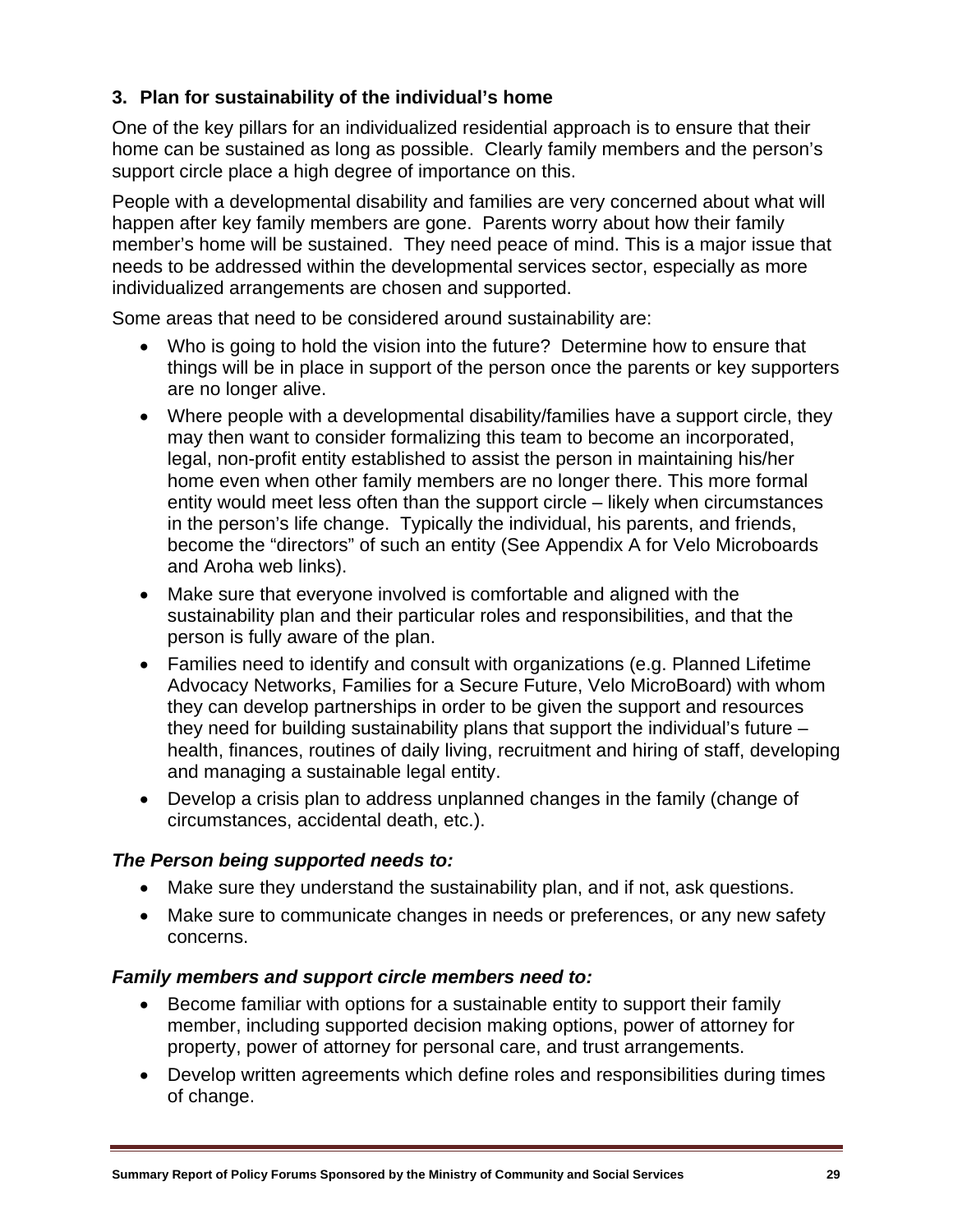### 3. Plan for sustainability of the individual's home

One of the key pillars for an individualized residential approach is to ensure that their home can be sustained as long as possible. Clearly family members and the person's support circle place a high degree of importance on this.

People with a developmental disability and families are very concerned about what will happen after key family members are gone. Parents worry about how their family member's home will be sustained. They need peace of mind. This is a major issue that needs to be addressed within the developmental services sector, especially as more individualized arrangements are chosen and supported.

Some areas that need to be considered around sustainability are:

- Who is going to hold the vision into the future? Determine how to ensure that things will be in place in support of the person once the parents or key supporters are no longer alive.
- Where people with a developmental disability/families have a support circle, they may then want to consider formalizing this team to become an incorporated, legal, non-profit entity established to assist the person in maintaining his/her home even when other family members are no longer there. This more formal entity would meet less often than the support circle – likely when circumstances in the person's life change. Typically the individual, his parents, and friends, become the "directors" of such an entity (See Appendix A for Velo Microboards and Aroha web links).
- Make sure that everyone involved is comfortable and aligned with the sustainability plan and their particular roles and responsibilities, and that the person is fully aware of the plan.
- Families need to identify and consult with organizations (e.g. Planned Lifetime Advocacy Networks, Families for a Secure Future, Velo MicroBoard) with whom they can develop partnerships in order to be given the support and resources they need for building sustainability plans that support the individual's future – health, finances, routines of daily living, recruitment and hiring of staff, developing and managing a sustainable legal entity.
- Develop a crisis plan to address unplanned changes in the family (change of circumstances, accidental death, etc.).

***The Person being supported needs to:***

- Make sure they understand the sustainability plan, and if not, ask questions.
- Make sure to communicate changes in needs or preferences, or any new safety concerns.

***Family members and support circle members need to:***

- Become familiar with options for a sustainable entity to support their family member, including supported decision making options, power of attorney for property, power of attorney for personal care, and trust arrangements.
- Develop written agreements which define roles and responsibilities during times of change.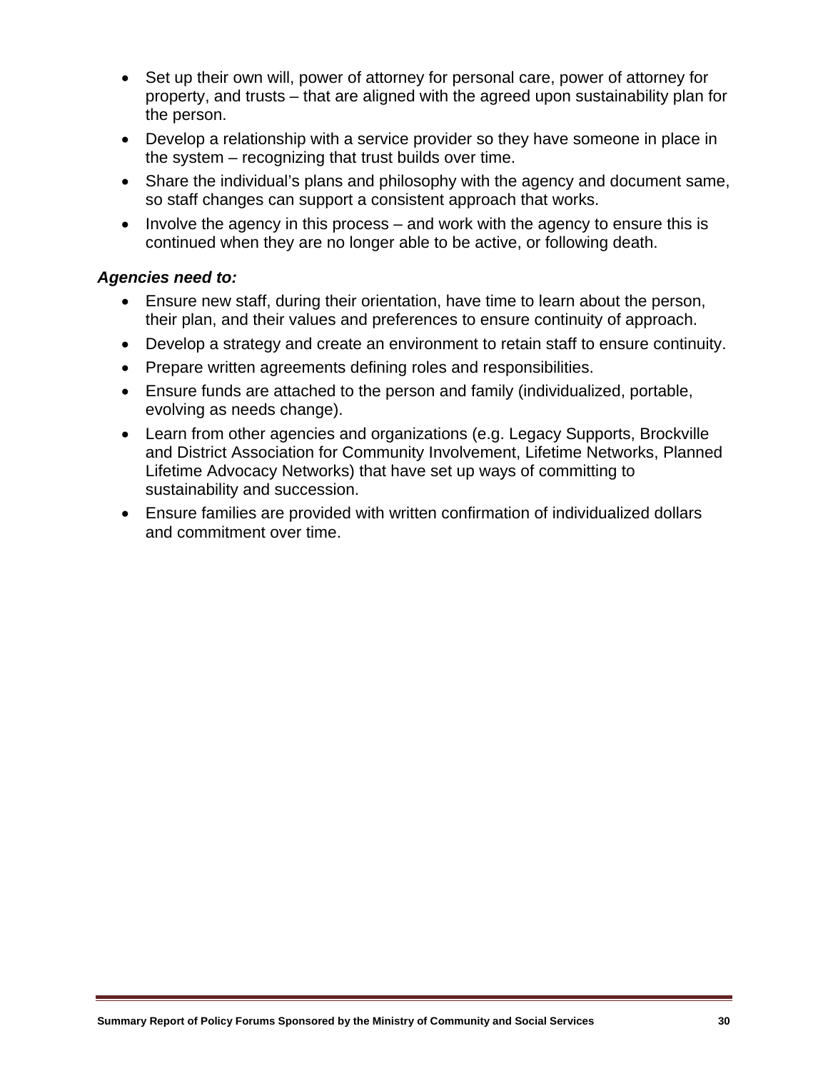- Set up their own will, power of attorney for personal care, power of attorney for property, and trusts – that are aligned with the agreed upon sustainability plan for the person.
- Develop a relationship with a service provider so they have someone in place in the system – recognizing that trust builds over time.
- Share the individual's plans and philosophy with the agency and document same, so staff changes can support a consistent approach that works.
- Involve the agency in this process – and work with the agency to ensure this is continued when they are no longer able to be active, or following death.

***Agencies need to:***

- Ensure new staff, during their orientation, have time to learn about the person, their plan, and their values and preferences to ensure continuity of approach.
- Develop a strategy and create an environment to retain staff to ensure continuity.
- Prepare written agreements defining roles and responsibilities.
- Ensure funds are attached to the person and family (individualized, portable, evolving as needs change).
- Learn from other agencies and organizations (e.g. Legacy Supports, Brockville and District Association for Community Involvement, Lifetime Networks, Planned Lifetime Advocacy Networks) that have set up ways of committing to sustainability and succession.
- Ensure families are provided with written confirmation of individualized dollars and commitment over time.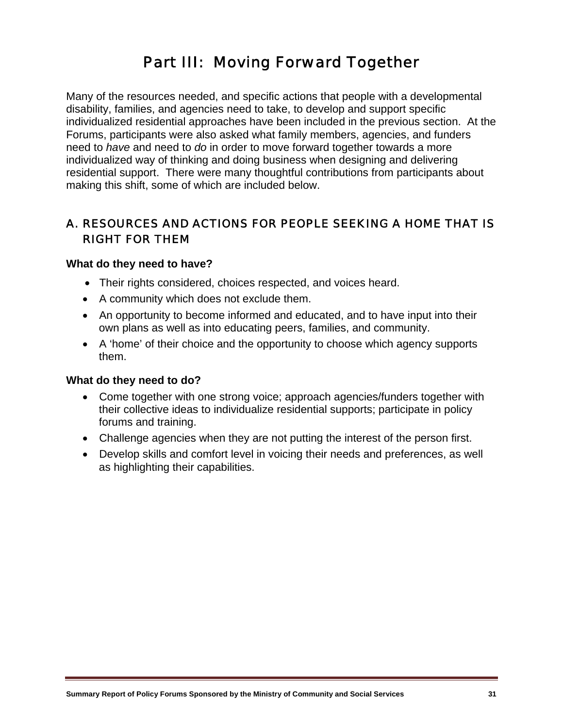# Part III: Moving Forward Together

Many of the resources needed, and specific actions that people with a developmental disability, families, and agencies need to take, to develop and support specific individualized residential approaches have been included in the previous section. At the Forums, participants were also asked what family members, agencies, and funders need to *have* and need to *do* in order to move forward together towards a more individualized way of thinking and doing business when designing and delivering residential support. There were many thoughtful contributions from participants about making this shift, some of which are included below.

## A. RESOURCES AND ACTIONS FOR PEOPLE SEEKING A HOME THAT IS RIGHT FOR THEM

**What do they need to have?**

- Their rights considered, choices respected, and voices heard.
- A community which does not exclude them.
- An opportunity to become informed and educated, and to have input into their own plans as well as into educating peers, families, and community.
- A 'home' of their choice and the opportunity to choose which agency supports them.

**What do they need to do?**

- Come together with one strong voice; approach agencies/funders together with their collective ideas to individualize residential supports; participate in policy forums and training.
- Challenge agencies when they are not putting the interest of the person first.
- Develop skills and comfort level in voicing their needs and preferences, as well as highlighting their capabilities.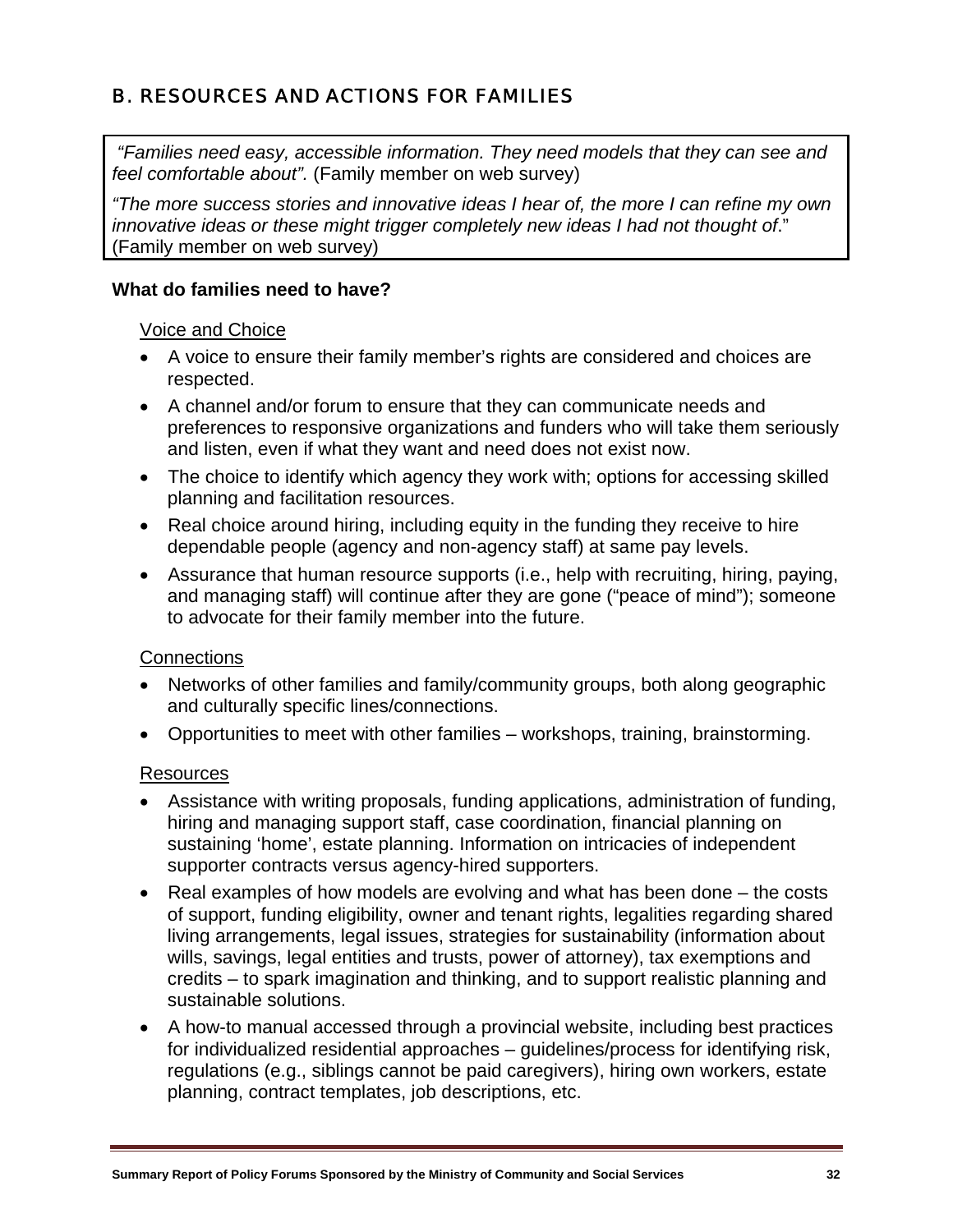## B. RESOURCES AND ACTIONS FOR FAMILIES

*"Families need easy, accessible information. They need models that they can see and feel comfortable about".* (Family member on web survey)

*"The more success stories and innovative ideas I hear of, the more I can refine my own innovative ideas or these might trigger completely new ideas I had not thought of*." (Family member on web survey)

**What do families need to have?**

Voice and Choice

- A voice to ensure their family member's rights are considered and choices are respected.
- A channel and/or forum to ensure that they can communicate needs and preferences to responsive organizations and funders who will take them seriously and listen, even if what they want and need does not exist now.
- The choice to identify which agency they work with; options for accessing skilled planning and facilitation resources.
- Real choice around hiring, including equity in the funding they receive to hire dependable people (agency and non-agency staff) at same pay levels.
- Assurance that human resource supports (i.e., help with recruiting, hiring, paying, and managing staff) will continue after they are gone ("peace of mind"); someone to advocate for their family member into the future.

Connections

- Networks of other families and family/community groups, both along geographic and culturally specific lines/connections.
- Opportunities to meet with other families – workshops, training, brainstorming.

Resources

- Assistance with writing proposals, funding applications, administration of funding, hiring and managing support staff, case coordination, financial planning on sustaining 'home', estate planning. Information on intricacies of independent supporter contracts versus agency-hired supporters.
- Real examples of how models are evolving and what has been done – the costs of support, funding eligibility, owner and tenant rights, legalities regarding shared living arrangements, legal issues, strategies for sustainability (information about wills, savings, legal entities and trusts, power of attorney), tax exemptions and credits – to spark imagination and thinking, and to support realistic planning and sustainable solutions.
- A how-to manual accessed through a provincial website, including best practices for individualized residential approaches – guidelines/process for identifying risk, regulations (e.g., siblings cannot be paid caregivers), hiring own workers, estate planning, contract templates, job descriptions, etc.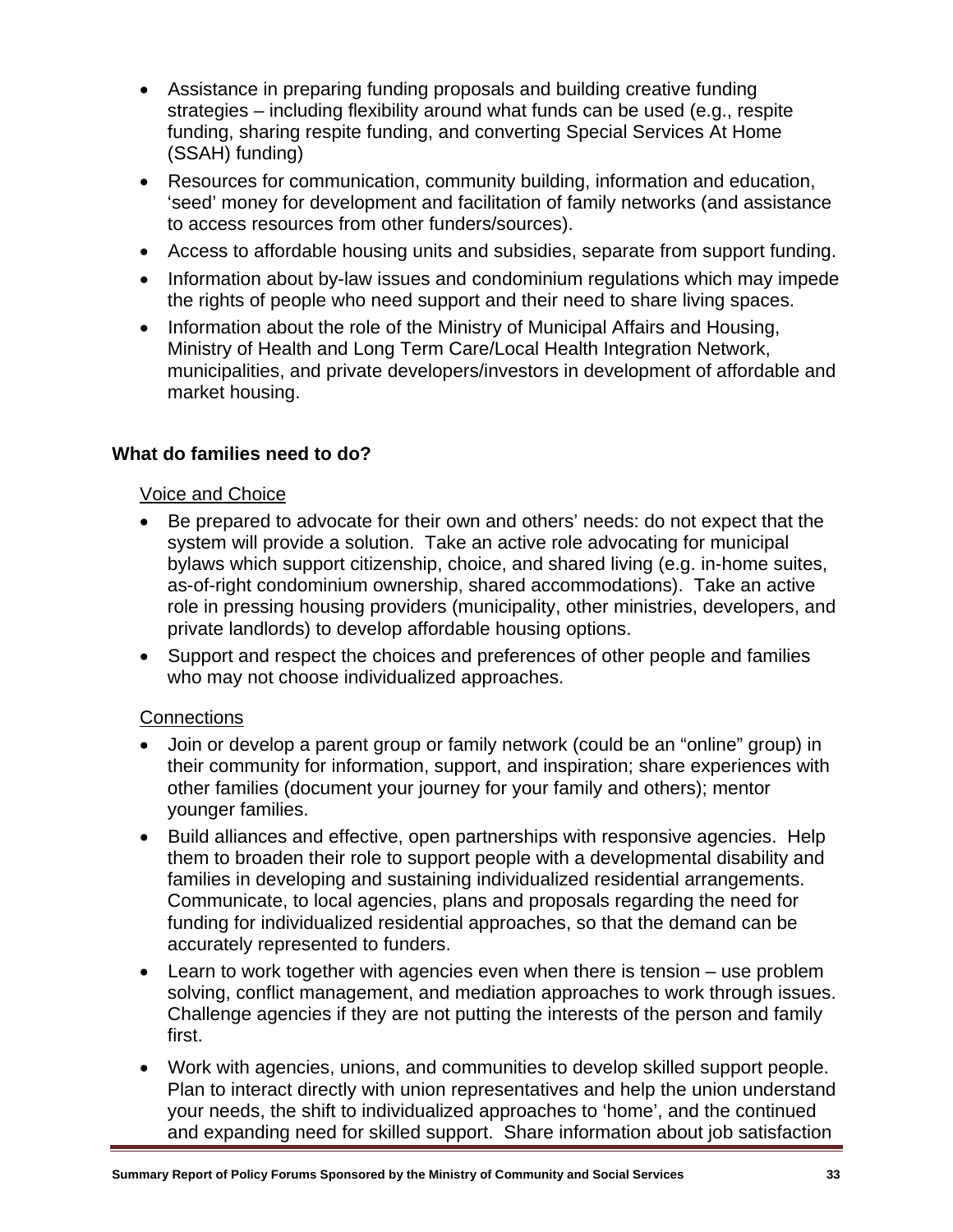- Assistance in preparing funding proposals and building creative funding strategies – including flexibility around what funds can be used (e.g., respite funding, sharing respite funding, and converting Special Services At Home (SSAH) funding)
- Resources for communication, community building, information and education, 'seed' money for development and facilitation of family networks (and assistance to access resources from other funders/sources).
- Access to affordable housing units and subsidies, separate from support funding.
- Information about by-law issues and condominium regulations which may impede the rights of people who need support and their need to share living spaces.
- Information about the role of the Ministry of Municipal Affairs and Housing, Ministry of Health and Long Term Care/Local Health Integration Network, municipalities, and private developers/investors in development of affordable and market housing.

**What do families need to do?**

Voice and Choice

- Be prepared to advocate for their own and others' needs: do not expect that the system will provide a solution. Take an active role advocating for municipal bylaws which support citizenship, choice, and shared living (e.g. in-home suites, as-of-right condominium ownership, shared accommodations). Take an active role in pressing housing providers (municipality, other ministries, developers, and private landlords) to develop affordable housing options.
- Support and respect the choices and preferences of other people and families who may not choose individualized approaches.

Connections

- Join or develop a parent group or family network (could be an "online" group) in their community for information, support, and inspiration; share experiences with other families (document your journey for your family and others); mentor younger families.
- Build alliances and effective, open partnerships with responsive agencies. Help them to broaden their role to support people with a developmental disability and families in developing and sustaining individualized residential arrangements. Communicate, to local agencies, plans and proposals regarding the need for funding for individualized residential approaches, so that the demand can be accurately represented to funders.
- Learn to work together with agencies even when there is tension – use problem solving, conflict management, and mediation approaches to work through issues. Challenge agencies if they are not putting the interests of the person and family first.
- Work with agencies, unions, and communities to develop skilled support people. Plan to interact directly with union representatives and help the union understand your needs, the shift to individualized approaches to 'home', and the continued and expanding need for skilled support. Share information about job satisfaction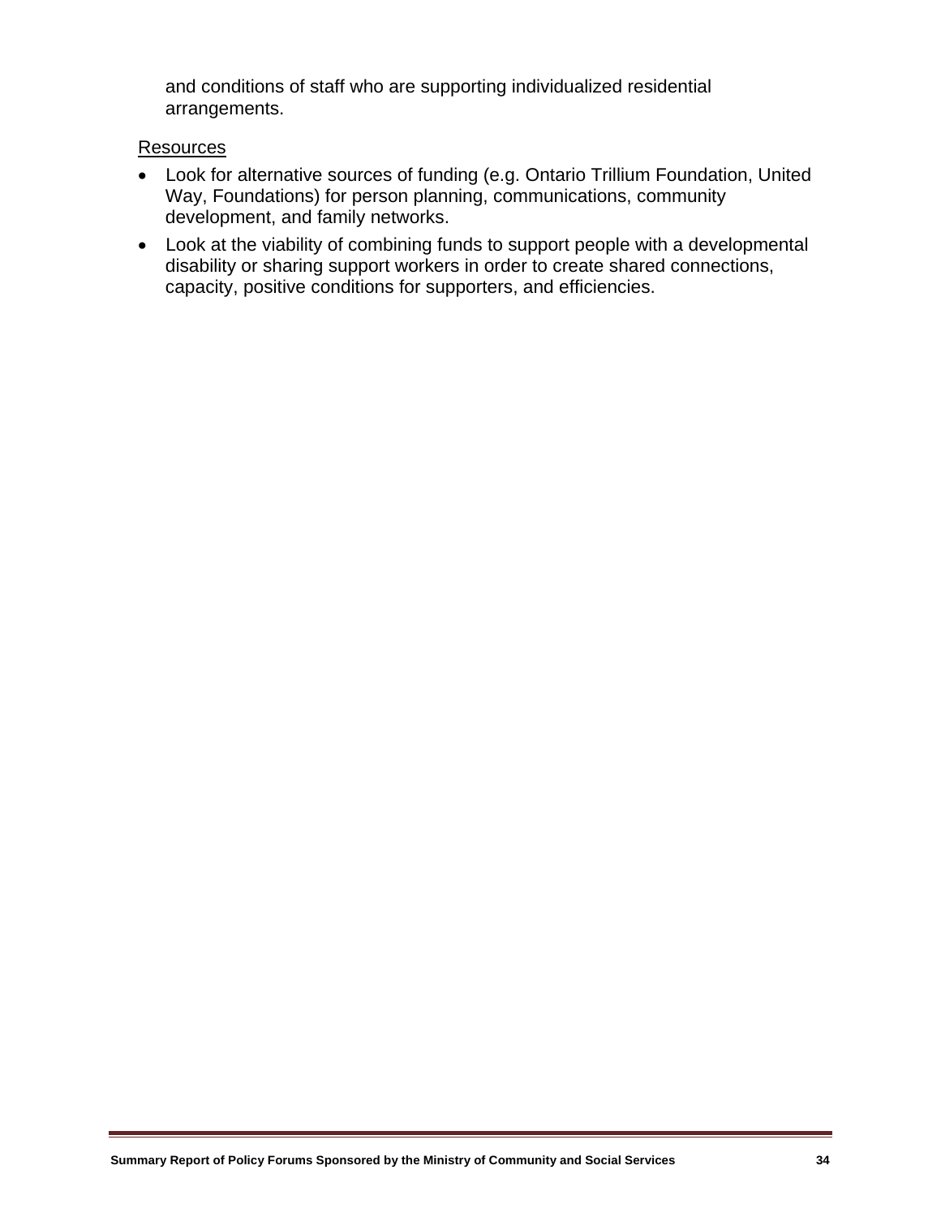and conditions of staff who are supporting individualized residential arrangements.

Resources

- Look for alternative sources of funding (e.g. Ontario Trillium Foundation, United Way, Foundations) for person planning, communications, community development, and family networks.
- Look at the viability of combining funds to support people with a developmental disability or sharing support workers in order to create shared connections, capacity, positive conditions for supporters, and efficiencies.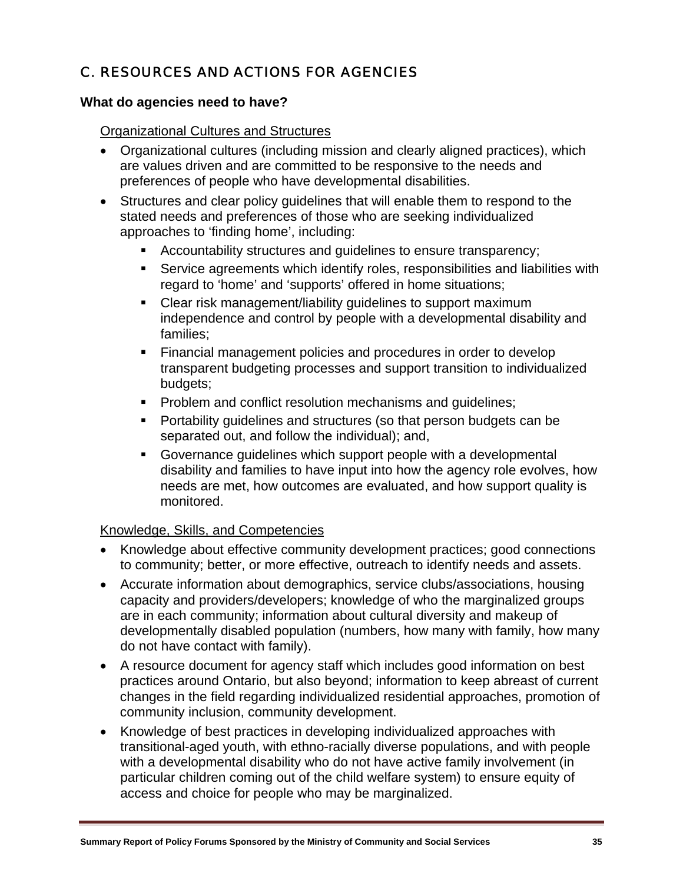## C. RESOURCES AND ACTIONS FOR AGENCIES

**What do agencies need to have?**

Organizational Cultures and Structures

- Organizational cultures (including mission and clearly aligned practices), which are values driven and are committed to be responsive to the needs and preferences of people who have developmental disabilities.
- Structures and clear policy guidelines that will enable them to respond to the stated needs and preferences of those who are seeking individualized approaches to 'finding home', including:
  - Accountability structures and guidelines to ensure transparency;
  - Service agreements which identify roles, responsibilities and liabilities with regard to 'home' and 'supports' offered in home situations;
  - Clear risk management/liability guidelines to support maximum independence and control by people with a developmental disability and families;
  - Financial management policies and procedures in order to develop transparent budgeting processes and support transition to individualized budgets;
  - Problem and conflict resolution mechanisms and guidelines;
  - Portability guidelines and structures (so that person budgets can be separated out, and follow the individual); and,
  - Governance guidelines which support people with a developmental disability and families to have input into how the agency role evolves, how needs are met, how outcomes are evaluated, and how support quality is monitored.

Knowledge, Skills, and Competencies

- Knowledge about effective community development practices; good connections to community; better, or more effective, outreach to identify needs and assets.
- Accurate information about demographics, service clubs/associations, housing capacity and providers/developers; knowledge of who the marginalized groups are in each community; information about cultural diversity and makeup of developmentally disabled population (numbers, how many with family, how many do not have contact with family).
- A resource document for agency staff which includes good information on best practices around Ontario, but also beyond; information to keep abreast of current changes in the field regarding individualized residential approaches, promotion of community inclusion, community development.
- Knowledge of best practices in developing individualized approaches with transitional-aged youth, with ethno-racially diverse populations, and with people with a developmental disability who do not have active family involvement (in particular children coming out of the child welfare system) to ensure equity of access and choice for people who may be marginalized.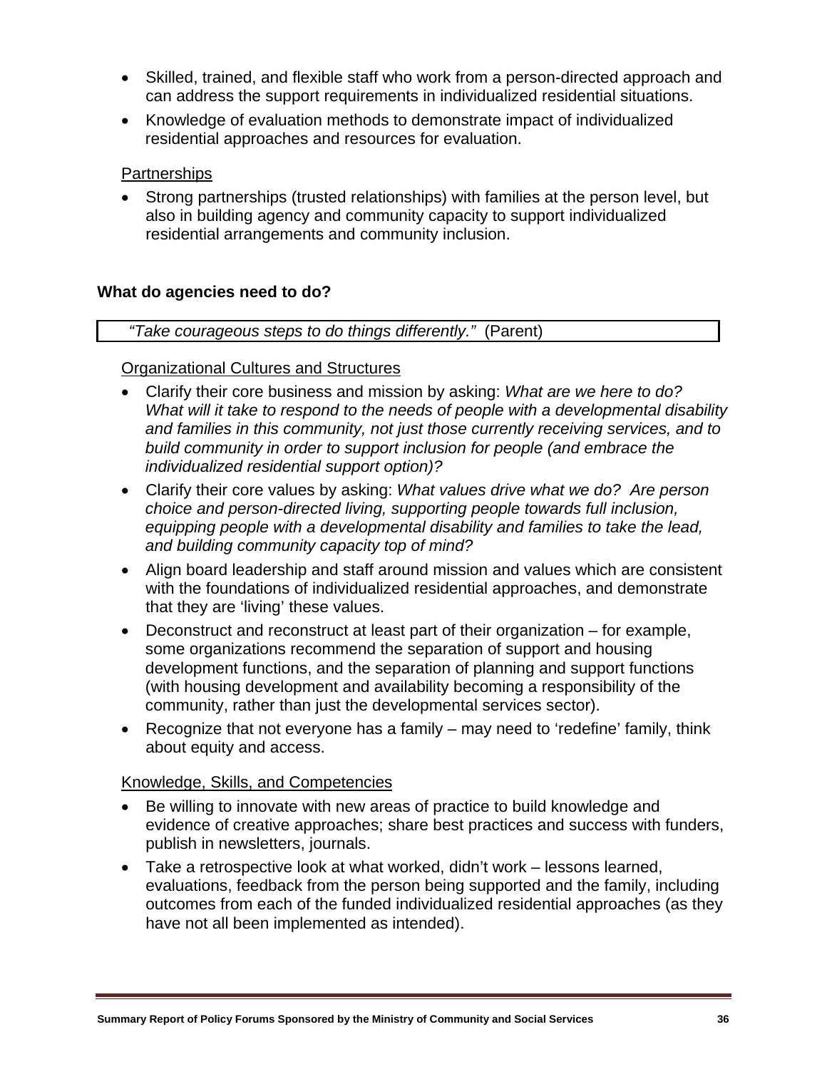- Skilled, trained, and flexible staff who work from a person-directed approach and can address the support requirements in individualized residential situations.
- Knowledge of evaluation methods to demonstrate impact of individualized residential approaches and resources for evaluation.

Partnerships

- Strong partnerships (trusted relationships) with families at the person level, but also in building agency and community capacity to support individualized residential arrangements and community inclusion.

**What do agencies need to do?**

| *"Take courageous steps to do things differently."* (Parent) |
|---|

Organizational Cultures and Structures

- Clarify their core business and mission by asking: *What are we here to do? What will it take to respond to the needs of people with a developmental disability and families in this community, not just those currently receiving services, and to build community in order to support inclusion for people (and embrace the individualized residential support option)?*
- Clarify their core values by asking: *What values drive what we do? Are person choice and person-directed living, supporting people towards full inclusion, equipping people with a developmental disability and families to take the lead, and building community capacity top of mind?*
- Align board leadership and staff around mission and values which are consistent with the foundations of individualized residential approaches, and demonstrate that they are 'living' these values.
- Deconstruct and reconstruct at least part of their organization – for example, some organizations recommend the separation of support and housing development functions, and the separation of planning and support functions (with housing development and availability becoming a responsibility of the community, rather than just the developmental services sector).
- Recognize that not everyone has a family – may need to 'redefine' family, think about equity and access.

Knowledge, Skills, and Competencies

- Be willing to innovate with new areas of practice to build knowledge and evidence of creative approaches; share best practices and success with funders, publish in newsletters, journals.
- Take a retrospective look at what worked, didn't work – lessons learned, evaluations, feedback from the person being supported and the family, including outcomes from each of the funded individualized residential approaches (as they have not all been implemented as intended).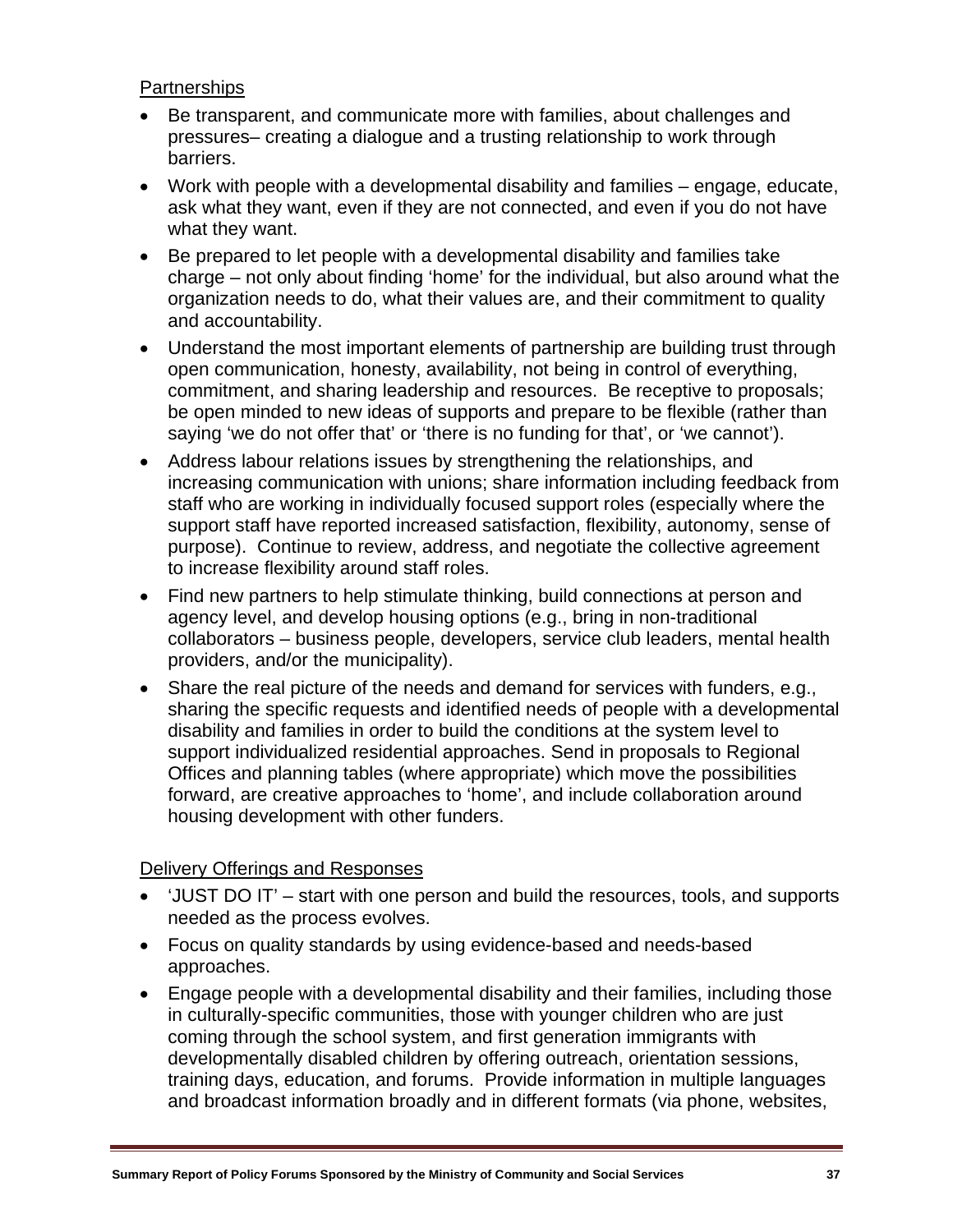Partnerships

- Be transparent, and communicate more with families, about challenges and pressures– creating a dialogue and a trusting relationship to work through barriers.
- Work with people with a developmental disability and families – engage, educate, ask what they want, even if they are not connected, and even if you do not have what they want.
- Be prepared to let people with a developmental disability and families take charge – not only about finding 'home' for the individual, but also around what the organization needs to do, what their values are, and their commitment to quality and accountability.
- Understand the most important elements of partnership are building trust through open communication, honesty, availability, not being in control of everything, commitment, and sharing leadership and resources. Be receptive to proposals; be open minded to new ideas of supports and prepare to be flexible (rather than saying 'we do not offer that' or 'there is no funding for that', or 'we cannot').
- Address labour relations issues by strengthening the relationships, and increasing communication with unions; share information including feedback from staff who are working in individually focused support roles (especially where the support staff have reported increased satisfaction, flexibility, autonomy, sense of purpose). Continue to review, address, and negotiate the collective agreement to increase flexibility around staff roles.
- Find new partners to help stimulate thinking, build connections at person and agency level, and develop housing options (e.g., bring in non-traditional collaborators – business people, developers, service club leaders, mental health providers, and/or the municipality).
- Share the real picture of the needs and demand for services with funders, e.g., sharing the specific requests and identified needs of people with a developmental disability and families in order to build the conditions at the system level to support individualized residential approaches. Send in proposals to Regional Offices and planning tables (where appropriate) which move the possibilities forward, are creative approaches to 'home', and include collaboration around housing development with other funders.

Delivery Offerings and Responses

- 'JUST DO IT' – start with one person and build the resources, tools, and supports needed as the process evolves.
- Focus on quality standards by using evidence-based and needs-based approaches.
- Engage people with a developmental disability and their families, including those in culturally-specific communities, those with younger children who are just coming through the school system, and first generation immigrants with developmentally disabled children by offering outreach, orientation sessions, training days, education, and forums. Provide information in multiple languages and broadcast information broadly and in different formats (via phone, websites,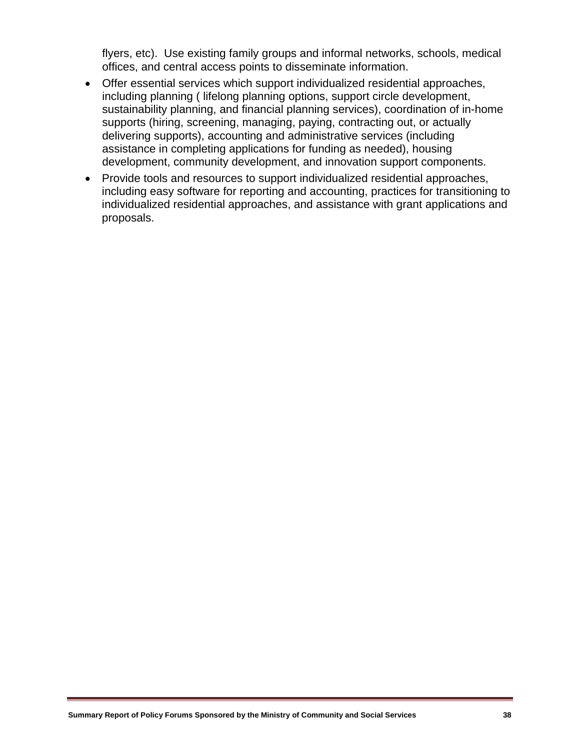flyers, etc). Use existing family groups and informal networks, schools, medical offices, and central access points to disseminate information.

- Offer essential services which support individualized residential approaches, including planning ( lifelong planning options, support circle development, sustainability planning, and financial planning services), coordination of in-home supports (hiring, screening, managing, paying, contracting out, or actually delivering supports), accounting and administrative services (including assistance in completing applications for funding as needed), housing development, community development, and innovation support components.
- Provide tools and resources to support individualized residential approaches, including easy software for reporting and accounting, practices for transitioning to individualized residential approaches, and assistance with grant applications and proposals.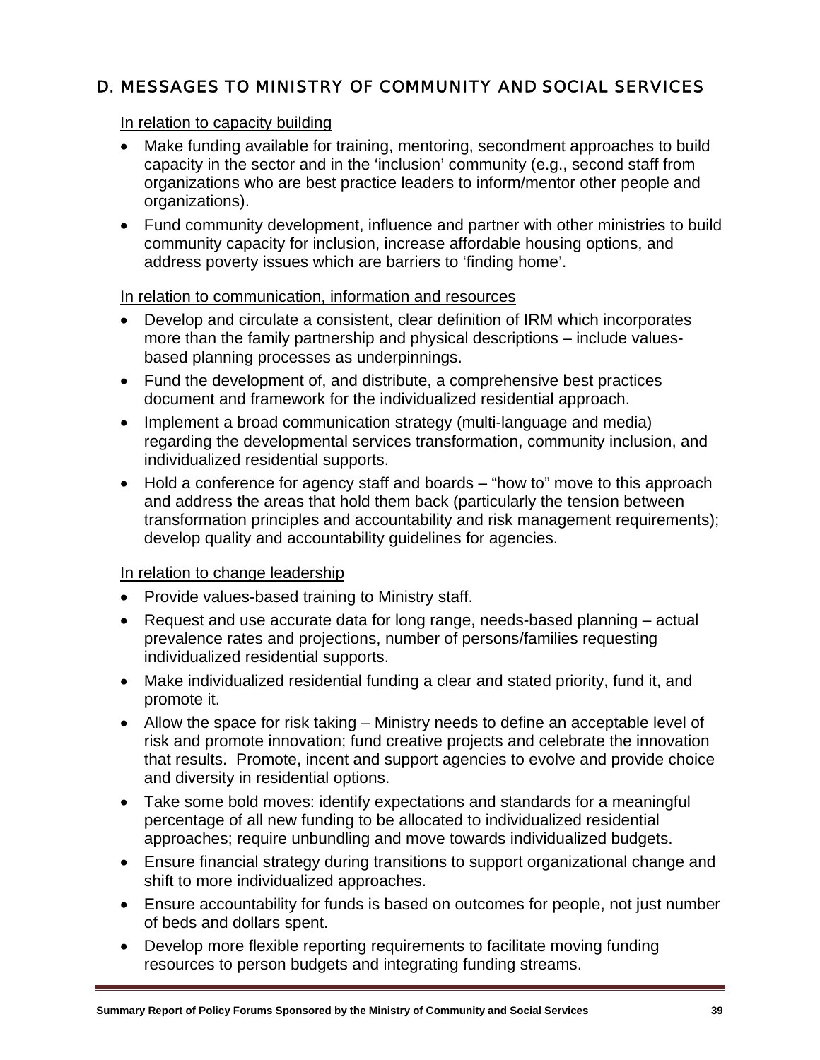## D. MESSAGES TO MINISTRY OF COMMUNITY AND SOCIAL SERVICES

<u>In relation to capacity building</u>

- Make funding available for training, mentoring, secondment approaches to build capacity in the sector and in the 'inclusion' community (e.g., second staff from organizations who are best practice leaders to inform/mentor other people and organizations).
- Fund community development, influence and partner with other ministries to build community capacity for inclusion, increase affordable housing options, and address poverty issues which are barriers to 'finding home'.

<u>In relation to communication, information and resources</u>

- Develop and circulate a consistent, clear definition of IRM which incorporates more than the family partnership and physical descriptions – include values-based planning processes as underpinnings.
- Fund the development of, and distribute, a comprehensive best practices document and framework for the individualized residential approach.
- Implement a broad communication strategy (multi-language and media) regarding the developmental services transformation, community inclusion, and individualized residential supports.
- Hold a conference for agency staff and boards – "how to" move to this approach and address the areas that hold them back (particularly the tension between transformation principles and accountability and risk management requirements); develop quality and accountability guidelines for agencies.

<u>In relation to change leadership</u>

- Provide values-based training to Ministry staff.
- Request and use accurate data for long range, needs-based planning – actual prevalence rates and projections, number of persons/families requesting individualized residential supports.
- Make individualized residential funding a clear and stated priority, fund it, and promote it.
- Allow the space for risk taking – Ministry needs to define an acceptable level of risk and promote innovation; fund creative projects and celebrate the innovation that results. Promote, incent and support agencies to evolve and provide choice and diversity in residential options.
- Take some bold moves: identify expectations and standards for a meaningful percentage of all new funding to be allocated to individualized residential approaches; require unbundling and move towards individualized budgets.
- Ensure financial strategy during transitions to support organizational change and shift to more individualized approaches.
- Ensure accountability for funds is based on outcomes for people, not just number of beds and dollars spent.
- Develop more flexible reporting requirements to facilitate moving funding resources to person budgets and integrating funding streams.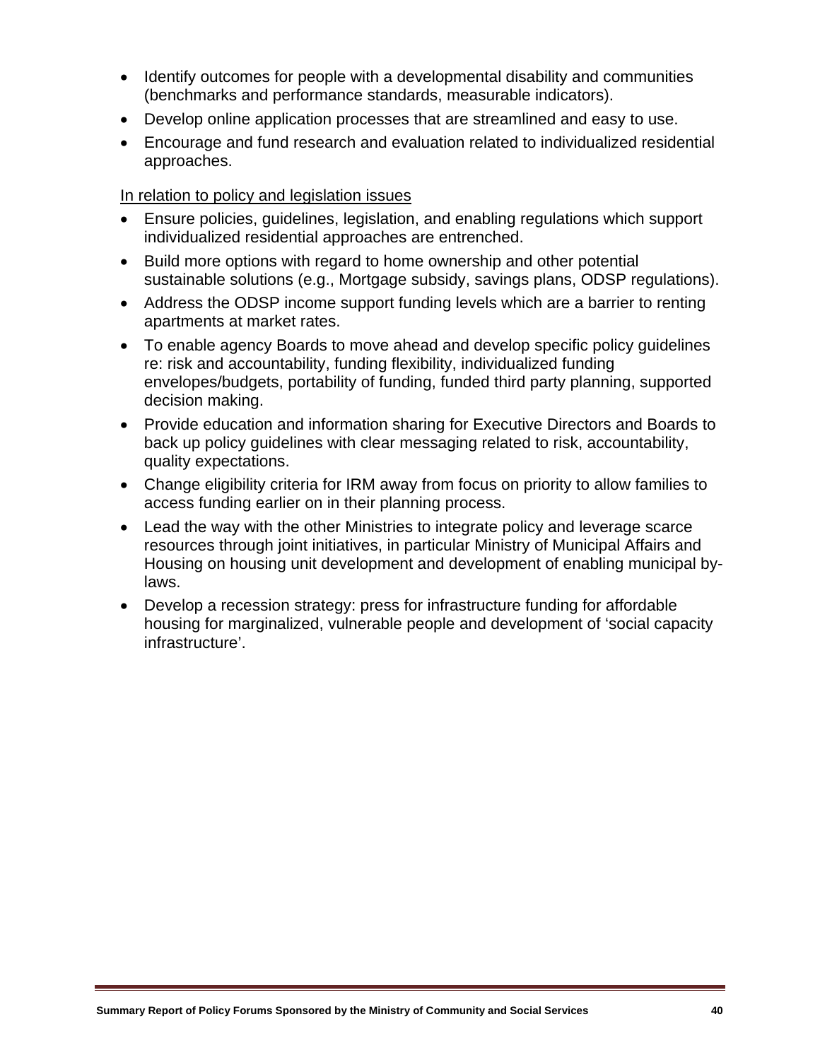- Identify outcomes for people with a developmental disability and communities (benchmarks and performance standards, measurable indicators).
- Develop online application processes that are streamlined and easy to use.
- Encourage and fund research and evaluation related to individualized residential approaches.

In relation to policy and legislation issues

- Ensure policies, guidelines, legislation, and enabling regulations which support individualized residential approaches are entrenched.
- Build more options with regard to home ownership and other potential sustainable solutions (e.g., Mortgage subsidy, savings plans, ODSP regulations).
- Address the ODSP income support funding levels which are a barrier to renting apartments at market rates.
- To enable agency Boards to move ahead and develop specific policy guidelines re: risk and accountability, funding flexibility, individualized funding envelopes/budgets, portability of funding, funded third party planning, supported decision making.
- Provide education and information sharing for Executive Directors and Boards to back up policy guidelines with clear messaging related to risk, accountability, quality expectations.
- Change eligibility criteria for IRM away from focus on priority to allow families to access funding earlier on in their planning process.
- Lead the way with the other Ministries to integrate policy and leverage scarce resources through joint initiatives, in particular Ministry of Municipal Affairs and Housing on housing unit development and development of enabling municipal by-laws.
- Develop a recession strategy: press for infrastructure funding for affordable housing for marginalized, vulnerable people and development of 'social capacity infrastructure'.